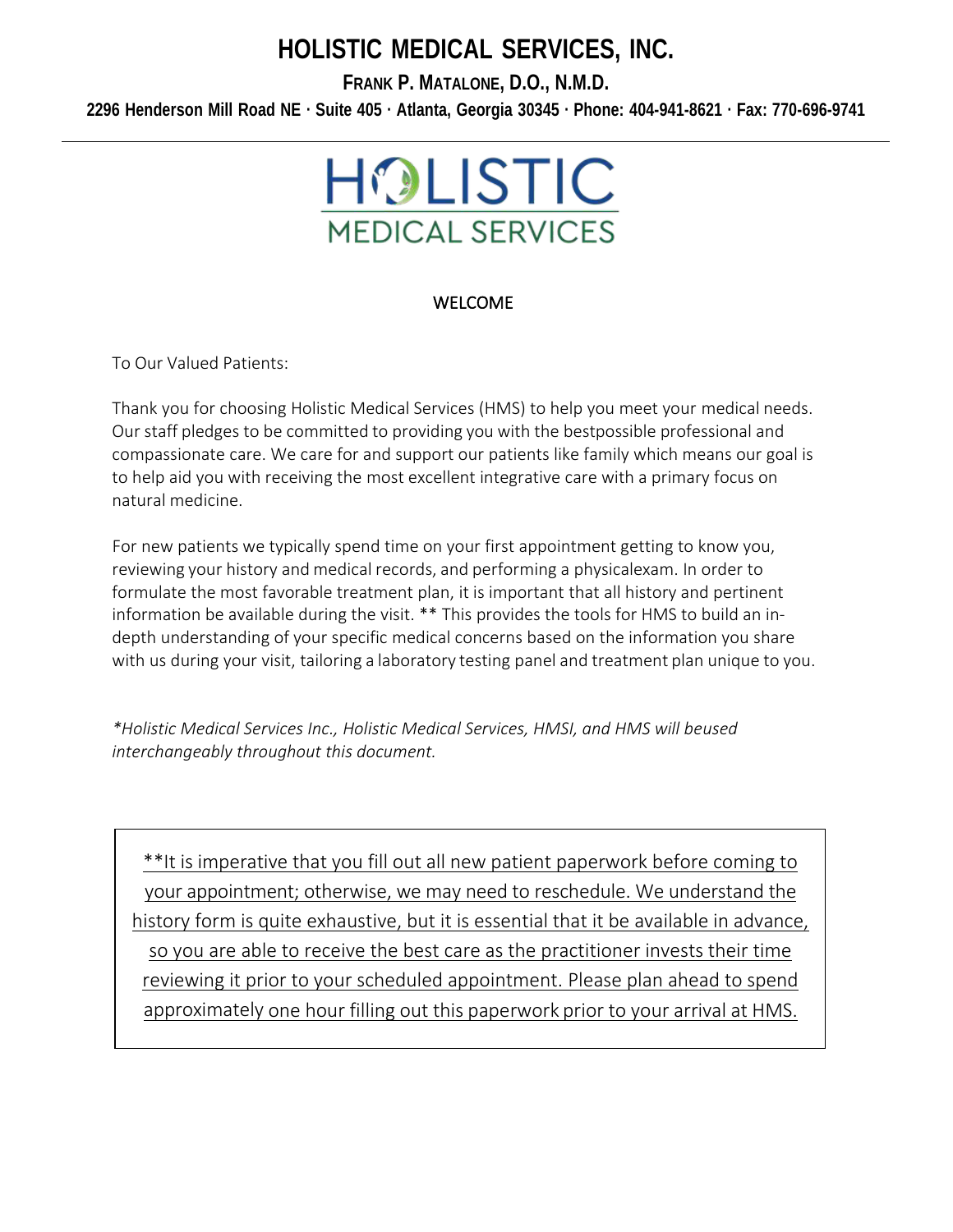# HOLISTIC MEDICAL SERVICES, INC.

**FRANK P. MATALONE, D.O., N.M.D.**

**2296 Henderson Mill Road NE · Suite 405 · Atlanta, Georgia 30345 · Phone: 404-941-8621 · Fax: 770-696-9741**

HOLISTIC MEDICAL SERVICES

## WELCOME

To Our Valued Patients:

Thank you for choosing Holistic Medical Services (HMS) to help you meet your medical needs. Our staff pledges to be committed to providing you with the bestpossible professional and compassionate care. We care for and support our patients like family which means our goal is to help aid you with receiving the most excellent integrative care with a primary focus on natural medicine.

For new patients we typically spend time on your first appointment getting to know you, reviewing your history and medical records, and performing a physicalexam. In order to formulate the most favorable treatment plan, it is important that all history and pertinent information be available during the visit. ** This provides the tools for HMS to build an in-depth understanding of your specific medical concerns based on the information you share with us during your visit, tailoring a laboratory testing panel and treatment plan unique to you.

*\*Holistic Medical Services Inc., Holistic Medical Services, HMSI, and HMS will beused interchangeably throughout this document.*

**It is imperative that you fill out all new patient paperwork before coming to your appointment; otherwise, we may need to reschedule. We understand the history form is quite exhaustive, but it is essential that it be available in advance, so you are able to receive the best care as the practitioner invests their time reviewing it prior to your scheduled appointment. Please plan ahead to spend approximately one hour filling out this paperwork prior to your arrival at HMS.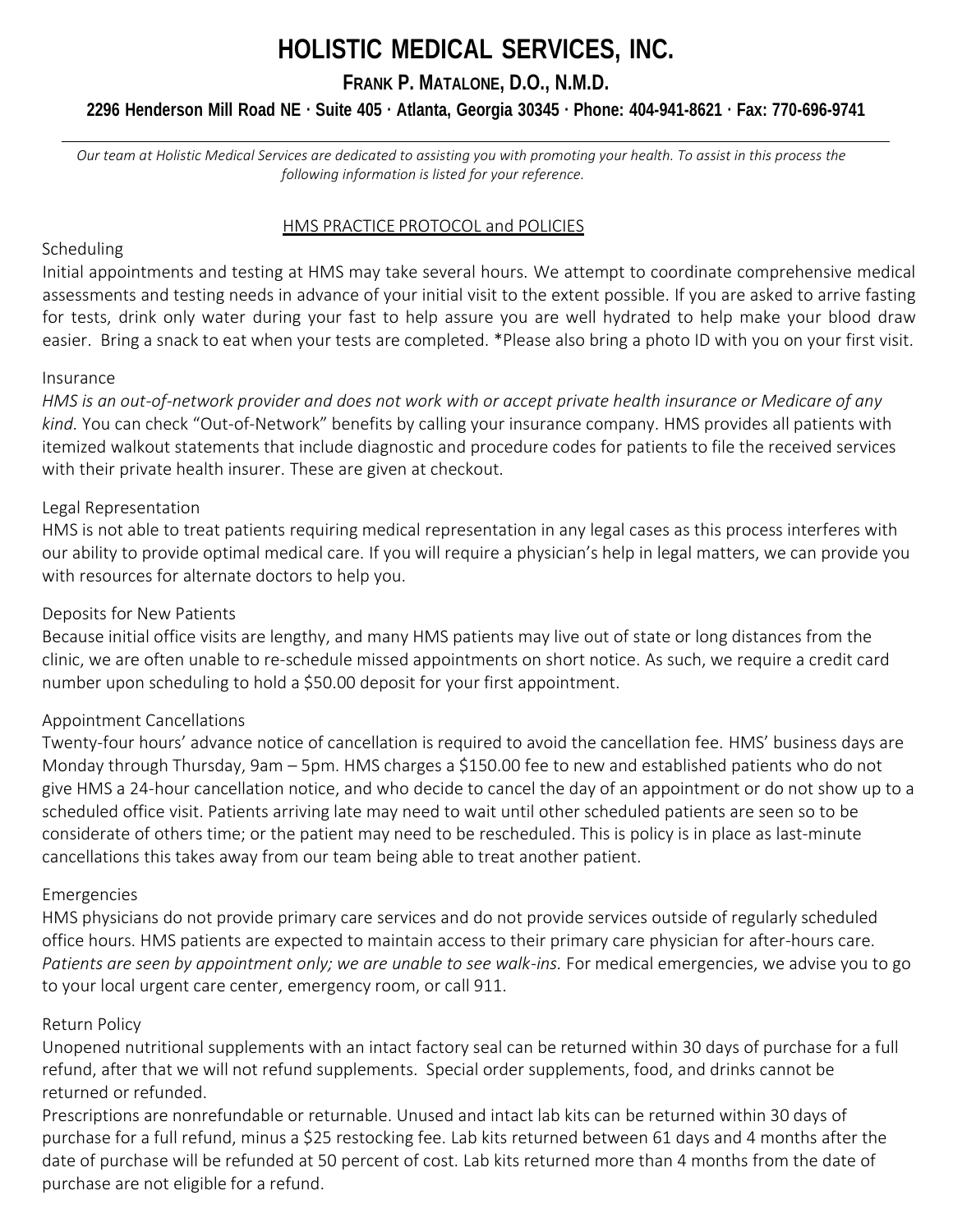# HOLISTIC MEDICAL SERVICES, INC.

## FRANK P. MATALONE, D.O., N.M.D.

**2296 Henderson Mill Road NE · Suite 405 · Atlanta, Georgia 30345 · Phone: 404-941-8621 · Fax: 770-696-9741**

---

*Our team at Holistic Medical Services are dedicated to assisting you with promoting your health. To assist in this process the following information is listed for your reference.*

### HMS PRACTICE PROTOCOL and POLICIES

Scheduling

Initial appointments and testing at HMS may take several hours. We attempt to coordinate comprehensive medical assessments and testing needs in advance of your initial visit to the extent possible. If you are asked to arrive fasting for tests, drink only water during your fast to help assure you are well hydrated to help make your blood draw easier. Bring a snack to eat when your tests are completed. *Please also bring a photo ID with you on your first visit.

Insurance

*HMS is an out-of-network provider and does not work with or accept private health insurance or Medicare of any kind.* You can check "Out-of-Network" benefits by calling your insurance company. HMS provides all patients with itemized walkout statements that include diagnostic and procedure codes for patients to file the received services with their private health insurer. These are given at checkout.

Legal Representation

HMS is not able to treat patients requiring medical representation in any legal cases as this process interferes with our ability to provide optimal medical care. If you will require a physician's help in legal matters, we can provide you with resources for alternate doctors to help you.

Deposits for New Patients

Because initial office visits are lengthy, and many HMS patients may live out of state or long distances from the clinic, we are often unable to re-schedule missed appointments on short notice. As such, we require a credit card number upon scheduling to hold a $50.00 deposit for your first appointment.

Appointment Cancellations

Twenty-four hours' advance notice of cancellation is required to avoid the cancellation fee. HMS' business days are Monday through Thursday, 9am – 5pm. HMS charges a $150.00 fee to new and established patients who do not give HMS a 24-hour cancellation notice, and who decide to cancel the day of an appointment or do not show up to a scheduled office visit. Patients arriving late may need to wait until other scheduled patients are seen so to be considerate of others time; or the patient may need to be rescheduled. This is policy is in place as last-minute cancellations this takes away from our team being able to treat another patient.

Emergencies

HMS physicians do not provide primary care services and do not provide services outside of regularly scheduled office hours. HMS patients are expected to maintain access to their primary care physician for after-hours care. *Patients are seen by appointment only; we are unable to see walk-ins.* For medical emergencies, we advise you to go to your local urgent care center, emergency room, or call 911.

Return Policy

Unopened nutritional supplements with an intact factory seal can be returned within 30 days of purchase for a full refund, after that we will not refund supplements. Special order supplements, food, and drinks cannot be returned or refunded.

Prescriptions are nonrefundable or returnable. Unused and intact lab kits can be returned within 30 days of purchase for a full refund, minus a $25 restocking fee. Lab kits returned between 61 days and 4 months after the date of purchase will be refunded at 50 percent of cost. Lab kits returned more than 4 months from the date of purchase are not eligible for a refund.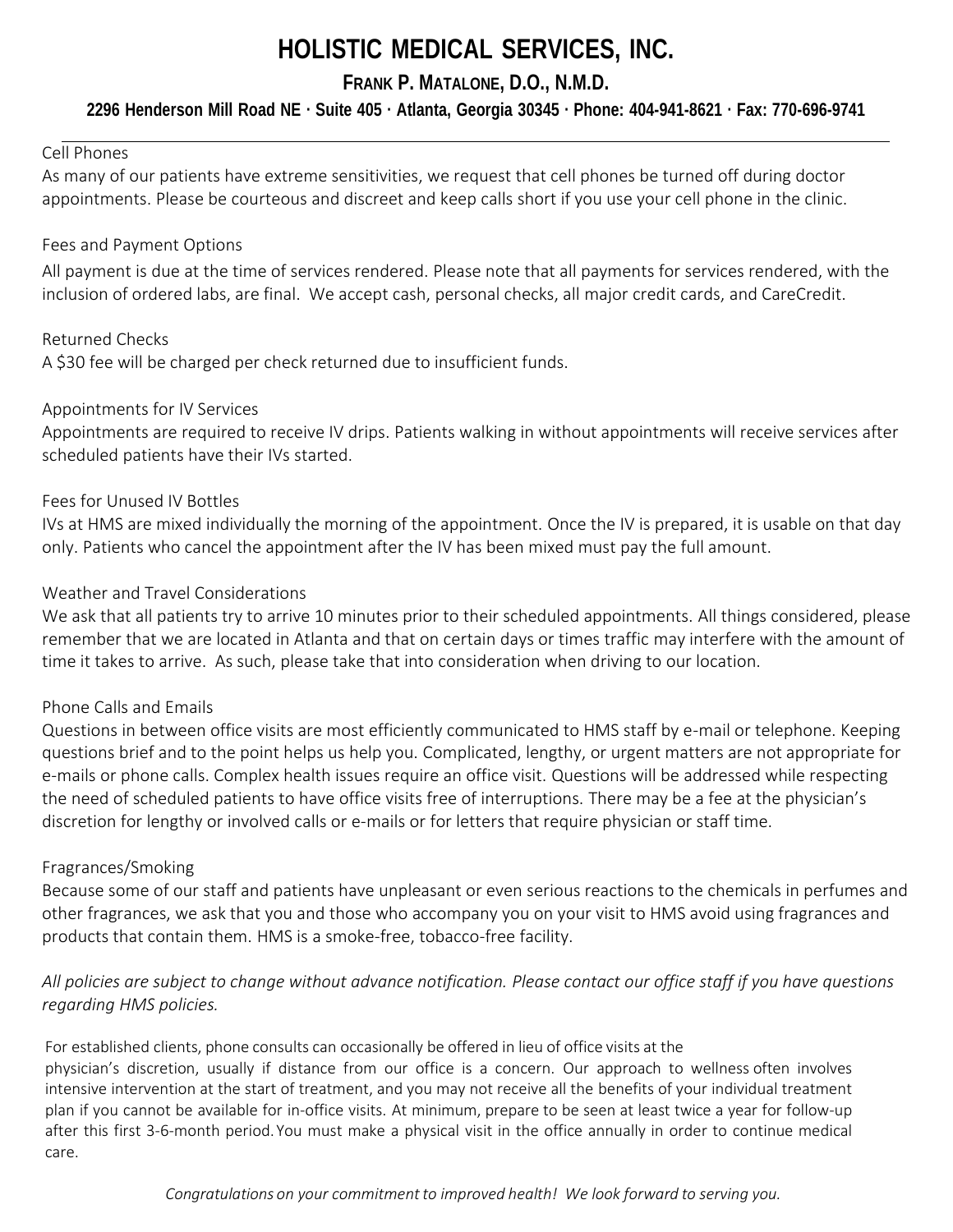# HOLISTIC MEDICAL SERVICES, INC.

**FRANK P. MATALONE, D.O., N.M.D.**

**2296 Henderson Mill Road NE · Suite 405 · Atlanta, Georgia 30345 · Phone: 404-941-8621 · Fax: 770-696-9741**

Cell Phones

As many of our patients have extreme sensitivities, we request that cell phones be turned off during doctor appointments. Please be courteous and discreet and keep calls short if you use your cell phone in the clinic.

Fees and Payment Options

All payment is due at the time of services rendered. Please note that all payments for services rendered, with the inclusion of ordered labs, are final. We accept cash, personal checks, all major credit cards, and CareCredit.

Returned Checks

A $30 fee will be charged per check returned due to insufficient funds.

Appointments for IV Services

Appointments are required to receive IV drips. Patients walking in without appointments will receive services after scheduled patients have their IVs started.

Fees for Unused IV Bottles

IVs at HMS are mixed individually the morning of the appointment. Once the IV is prepared, it is usable on that day only. Patients who cancel the appointment after the IV has been mixed must pay the full amount.

Weather and Travel Considerations

We ask that all patients try to arrive 10 minutes prior to their scheduled appointments. All things considered, please remember that we are located in Atlanta and that on certain days or times traffic may interfere with the amount of time it takes to arrive. As such, please take that into consideration when driving to our location.

Phone Calls and Emails

Questions in between office visits are most efficiently communicated to HMS staff by e-mail or telephone. Keeping questions brief and to the point helps us help you. Complicated, lengthy, or urgent matters are not appropriate for e-mails or phone calls. Complex health issues require an office visit. Questions will be addressed while respecting the need of scheduled patients to have office visits free of interruptions. There may be a fee at the physician's discretion for lengthy or involved calls or e-mails or for letters that require physician or staff time.

Fragrances/Smoking

Because some of our staff and patients have unpleasant or even serious reactions to the chemicals in perfumes and other fragrances, we ask that you and those who accompany you on your visit to HMS avoid using fragrances and products that contain them. HMS is a smoke-free, tobacco-free facility.

*All policies are subject to change without advance notification. Please contact our office staff if you have questions regarding HMS policies.*

For established clients, phone consults can occasionally be offered in lieu of office visits at the physician's discretion, usually if distance from our office is a concern. Our approach to wellness often involves intensive intervention at the start of treatment, and you may not receive all the benefits of your individual treatment plan if you cannot be available for in-office visits. At minimum, prepare to be seen at least twice a year for follow-up after this first 3-6-month period. You must make a physical visit in the office annually in order to continue medical care.

*Congratulations on your commitment to improved health! We look forward to serving you.*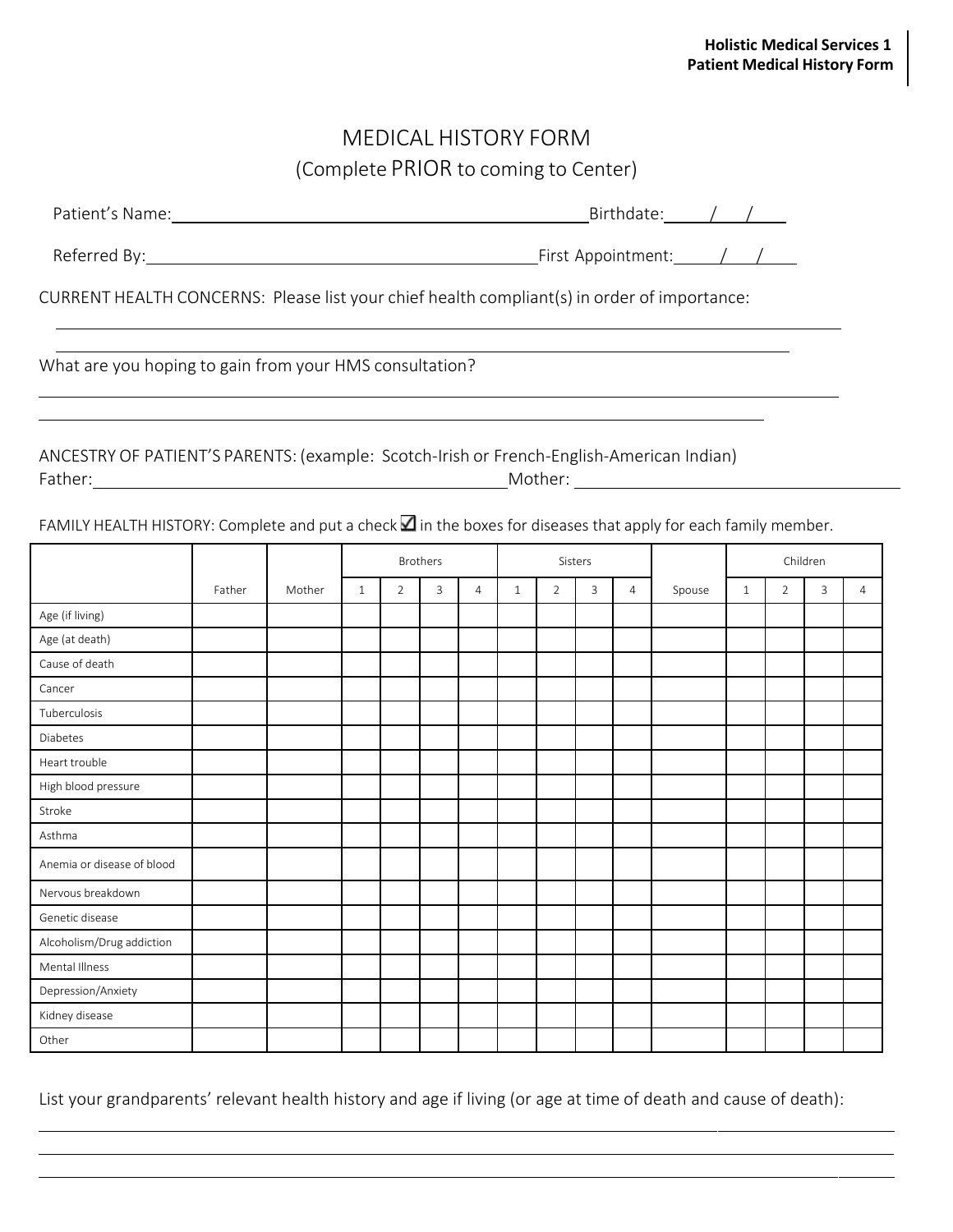# MEDICAL HISTORY FORM

(Complete PRIOR to coming to Center)

Patient's Name:_____________________________________________ Birthdate:____/___/____

Referred By:_________________________________________ First Appointment:____/___/____

CURRENT HEALTH CONCERNS: Please list your chief health compliant(s) in order of importance:

______________________________________________________________________________

______________________________________________________________________________

What are you hoping to gain from your HMS consultation?

______________________________________________________________________________

______________________________________________________________________________

ANCESTRY OF PATIENT'S PARENTS: (example: Scotch-Irish or French-English-American Indian)

Father:_________________________________________ Mother: _________________________________________

FAMILY HEALTH HISTORY: Complete and put a check ☑ in the boxes for diseases that apply for each family member.

| | | | Brothers | | | | Sisters | | | | | Children | | | |
|---|---|---|---|---|---|---|---|---|---|---|---|---|---|---|---|
| | Father | Mother | 1 | 2 | 3 | 4 | 1 | 2 | 3 | 4 | Spouse | 1 | 2 | 3 | 4 |
| Age (if living) | | | | | | | | | | | | | | | |
| Age (at death) | | | | | | | | | | | | | | | |
| Cause of death | | | | | | | | | | | | | | | |
| Cancer | | | | | | | | | | | | | | | |
| Tuberculosis | | | | | | | | | | | | | | | |
| Diabetes | | | | | | | | | | | | | | | |
| Heart trouble | | | | | | | | | | | | | | | |
| High blood pressure | | | | | | | | | | | | | | | |
| Stroke | | | | | | | | | | | | | | | |
| Asthma | | | | | | | | | | | | | | | |
| Anemia or disease of blood | | | | | | | | | | | | | | | |
| Nervous breakdown | | | | | | | | | | | | | | | |
| Genetic disease | | | | | | | | | | | | | | | |
| Alcoholism/Drug addiction | | | | | | | | | | | | | | | |
| Mental Illness | | | | | | | | | | | | | | | |
| Depression/Anxiety | | | | | | | | | | | | | | | |
| Kidney disease | | | | | | | | | | | | | | | |
| Other | | | | | | | | | | | | | | | |

List your grandparents' relevant health history and age if living (or age at time of death and cause of death):

______________________________________________________________________________

______________________________________________________________________________

______________________________________________________________________________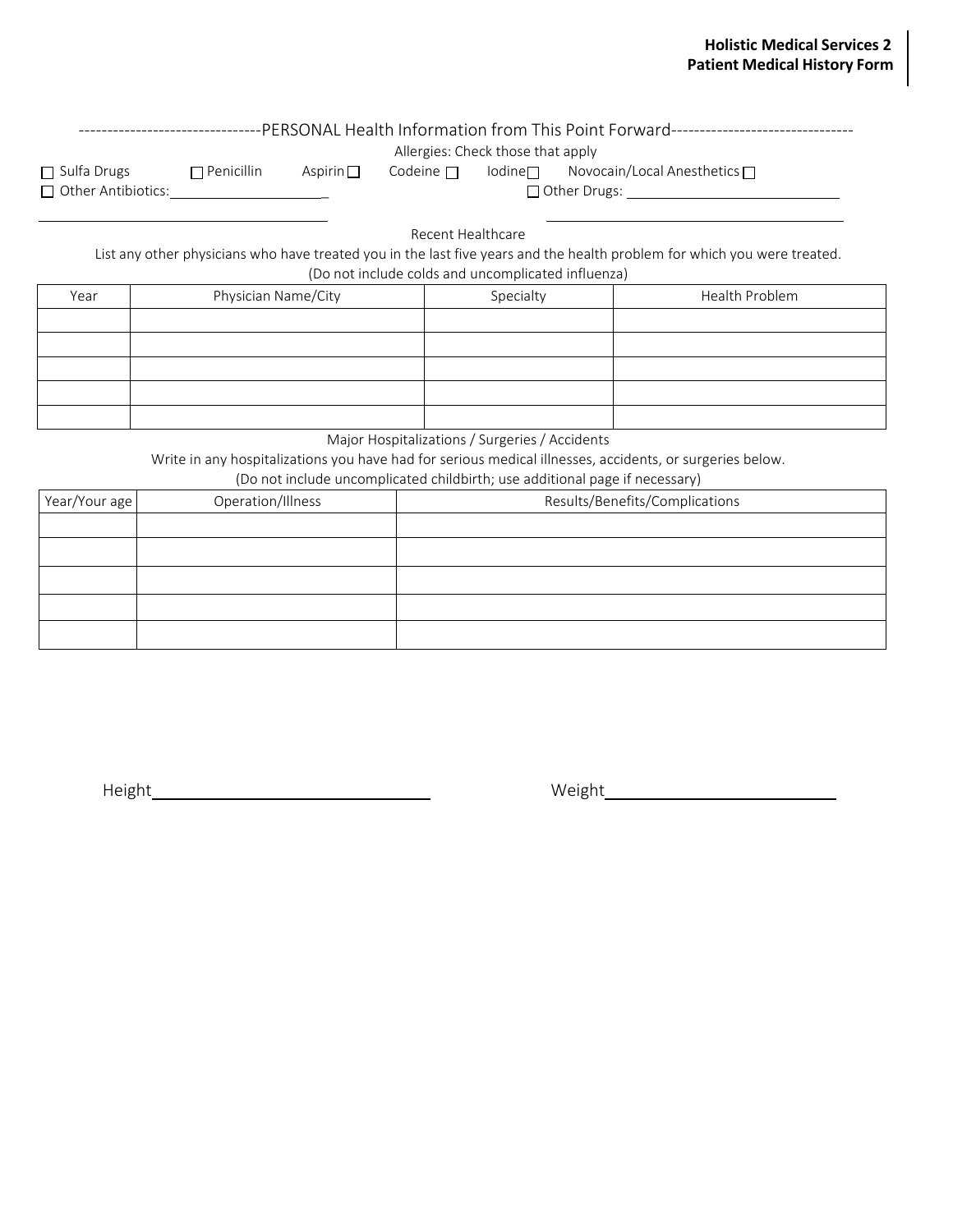--------------------------------PERSONAL Health Information from This Point Forward--------------------------------

Allergies: Check those that apply

☐ Sulfa Drugs ☐ Penicillin Aspirin ☐ Codeine ☐ Iodine☐ Novocain/Local Anesthetics ☐

☐ Other Antibiotics:\_\_\_\_\_\_\_\_\_\_\_\_\_\_\_\_\_\_\_\_\_ ☐ Other Drugs: \_\_\_\_\_\_\_\_\_\_\_\_\_\_\_\_\_\_\_\_\_\_\_\_\_\_\_\_

Recent Healthcare

List any other physicians who have treated you in the last five years and the health problem for which you were treated.
(Do not include colds and uncomplicated influenza)

| Year | Physician Name/City | Specialty | Health Problem |
|---|---|---|---|
| | | | |
| | | | |
| | | | |
| | | | |
| | | | |

Major Hospitalizations / Surgeries / Accidents

Write in any hospitalizations you have had for serious medical illnesses, accidents, or surgeries below.
(Do not include uncomplicated childbirth; use additional page if necessary)

| Year/Your age | Operation/Illness | Results/Benefits/Complications |
|---|---|---|
| | | |
| | | |
| | | |
| | | |
| | | |

Height\_\_\_\_\_\_\_\_\_\_\_\_\_\_\_\_\_\_\_\_\_\_\_\_\_\_\_\_\_\_ Weight\_\_\_\_\_\_\_\_\_\_\_\_\_\_\_\_\_\_\_\_\_\_\_\_\_\_\_\_\_\_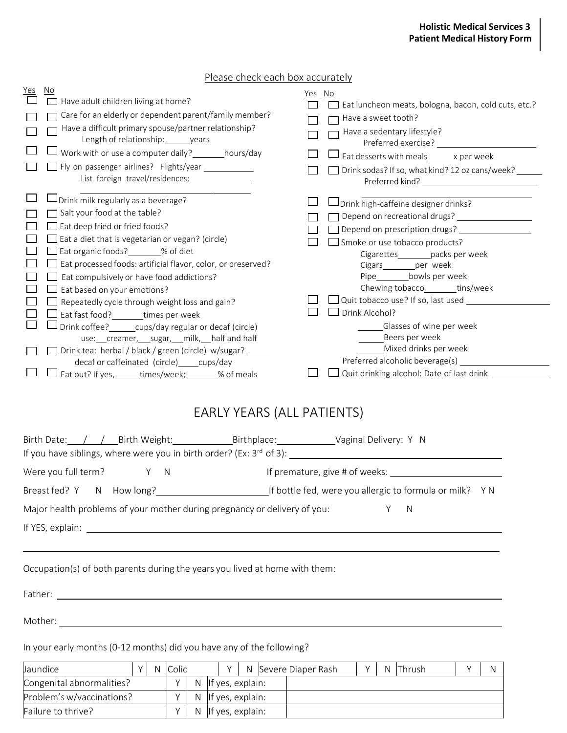**Holistic Medical Services 3**
**Patient Medical History Form**

Please check each box accurately

| Yes | No | |
|---|---|---|
| ☐ | ☐ | Have adult children living at home? |
| ☐ | ☐ | Care for an elderly or dependent parent/family member? |
| ☐ | ☐ | Have a difficult primary spouse/partner relationship? Length of relationship:_____years |
| ☐ | ☐ | Work with or use a computer daily?_______hours/day |
| ☐ | ☐ | Fly on passenger airlines? Flights/year __________ List foreign travel/residences: ____________ |
| ☐ | ☐ | Drink milk regularly as a beverage? |
| ☐ | ☐ | Salt your food at the table? |
| ☐ | ☐ | Eat deep fried or fried foods? |
| ☐ | ☐ | Eat a diet that is vegetarian or vegan? (circle) |
| ☐ | ☐ | Eat organic foods?_______% of diet |
| ☐ | ☐ | Eat processed foods: artificial flavor, color, or preserved? |
| ☐ | ☐ | Eat compulsively or have food addictions? |
| ☐ | ☐ | Eat based on your emotions? |
| ☐ | ☐ | Repeatedly cycle through weight loss and gain? |
| ☐ | ☐ | Eat fast food?_______times per week |
| ☐ | ☐ | Drink coffee?_____cups/day regular or decaf (circle) use:__creamer,__sugar,__milk,__half and half |
| ☐ | ☐ | Drink tea: herbal / black / green (circle) w/sugar? _____ decaf or caffeinated (circle)____cups/day |
| ☐ | ☐ | Eat out? If yes,_____times/week;______% of meals |

| Yes | No | |
|---|---|---|
| ☐ | ☐ | Eat luncheon meats, bologna, bacon, cold cuts, etc.? |
| ☐ | ☐ | Have a sweet tooth? |
| ☐ | ☐ | Have a sedentary lifestyle? Preferred exercise? ________________ |
| ☐ | ☐ | Eat desserts with meals_____x per week |
| ☐ | ☐ | Drink sodas? If so, what kind? 12 oz cans/week? _____ Preferred kind? ________________ |
| ☐ | ☐ | Drink high-caffeine designer drinks? |
| ☐ | ☐ | Depend on recreational drugs? ______________ |
| ☐ | ☐ | Depend on prescription drugs? ______________ |
| ☐ | ☐ | Smoke or use tobacco products? Cigarettes_______packs per week; Cigars_______per week; Pipe_______bowls per week; Chewing tobacco_______tins/week |
| ☐ | ☐ | Quit tobacco use? If so, last used ______________ |
| ☐ | ☐ | Drink Alcohol? _____Glasses of wine per week; _____Beers per week; _____Mixed drinks per week; Preferred alcoholic beverage(s) ______________ |
| ☐ | ☐ | Quit drinking alcohol: Date of last drink ___________ |

# EARLY YEARS (ALL PATIENTS)

Birth Date:___/___/___ Birth Weight:__________ Birthplace:__________ Vaginal Delivery: Y N

If you have siblings, where were you in birth order? (Ex: 3rd of 3): ______________________________

Were you full term? Y N If premature, give # of weeks: ____________________

Breast fed? Y N How long?____________________ If bottle fed, were you allergic to formula or milk? Y N

Major health problems of your mother during pregnancy or delivery of you: Y N

If YES, explain: ______________________________________________________________

Occupation(s) of both parents during the years you lived at home with them:

Father: ______________________________________________________________

Mother: ______________________________________________________________

In your early months (0-12 months) did you have any of the following?

| Jaundice | Y | N | Colic | Y | N | Severe Diaper Rash | Y | N | Thrush | Y | N |
|---|---|---|---|---|---|---|---|---|---|---|---|
| Congenital abnormalities? | Y | N | If yes, explain: | | | | | | | | |
| Problem's w/vaccinations? | Y | N | If yes, explain: | | | | | | | | |
| Failure to thrive? | Y | N | If yes, explain: | | | | | | | | |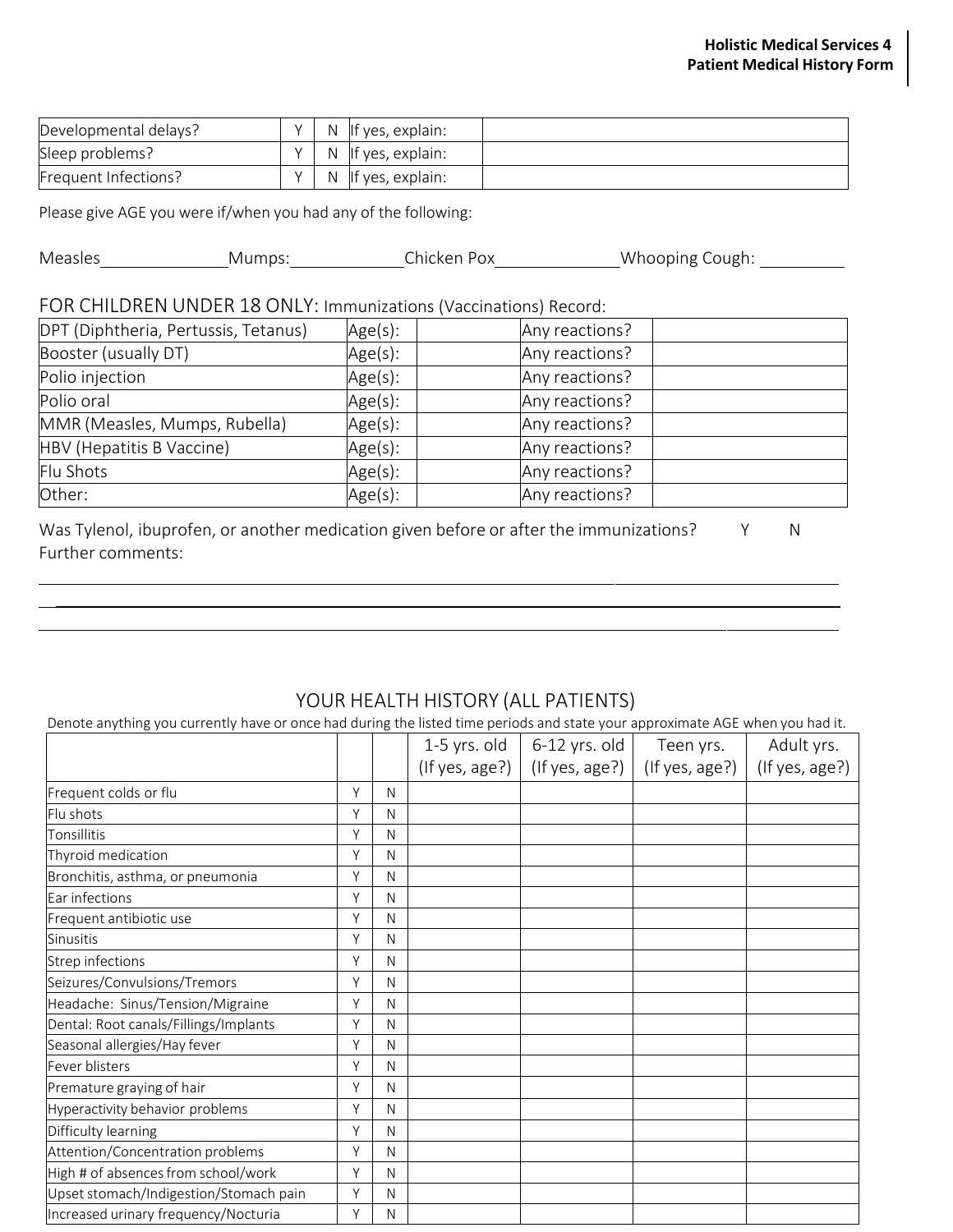| Developmental delays? | Y | N | If yes, explain: | |
|---|---|---|---|---|
| Sleep problems? | Y | N | If yes, explain: | |
| Frequent Infections? | Y | N | If yes, explain: | |

Please give AGE you were if/when you had any of the following:

Measles\_\_\_\_\_\_\_\_\_\_\_\_\_\_ Mumps:\_\_\_\_\_\_\_\_\_\_\_\_\_\_ Chicken Pox\_\_\_\_\_\_\_\_\_\_\_\_\_\_ Whooping Cough: \_\_\_\_\_\_\_\_\_\_

FOR CHILDREN UNDER 18 ONLY: Immunizations (Vaccinations) Record:

| DPT (Diphtheria, Pertussis, Tetanus) | Age(s): | | Any reactions? | |
|---|---|---|---|---|
| Booster (usually DT) | Age(s): | | Any reactions? | |
| Polio injection | Age(s): | | Any reactions? | |
| Polio oral | Age(s): | | Any reactions? | |
| MMR (Measles, Mumps, Rubella) | Age(s): | | Any reactions? | |
| HBV (Hepatitis B Vaccine) | Age(s): | | Any reactions? | |
| Flu Shots | Age(s): | | Any reactions? | |
| Other: | Age(s): | | Any reactions? | |

Was Tylenol, ibuprofen, or another medication given before or after the immunizations? Y N

Further comments:

\_\_\_\_\_\_\_\_\_\_\_\_\_\_\_\_\_\_\_\_\_\_\_\_\_\_\_\_\_\_\_\_\_\_\_\_\_\_\_\_\_\_\_\_\_\_\_\_\_\_\_\_\_\_\_\_\_\_\_\_\_\_\_\_\_\_\_\_\_\_\_\_\_\_\_\_\_\_

\_\_\_\_\_\_\_\_\_\_\_\_\_\_\_\_\_\_\_\_\_\_\_\_\_\_\_\_\_\_\_\_\_\_\_\_\_\_\_\_\_\_\_\_\_\_\_\_\_\_\_\_\_\_\_\_\_\_\_\_\_\_\_\_\_\_\_\_\_\_\_\_\_\_\_\_\_\_

\_\_\_\_\_\_\_\_\_\_\_\_\_\_\_\_\_\_\_\_\_\_\_\_\_\_\_\_\_\_\_\_\_\_\_\_\_\_\_\_\_\_\_\_\_\_\_\_\_\_\_\_\_\_\_\_\_\_\_\_\_\_\_\_\_\_\_\_\_\_\_\_\_\_\_\_\_\_

## YOUR HEALTH HISTORY (ALL PATIENTS)

Denote anything you currently have or once had during the listed time periods and state your approximate AGE when you had it.

| | | | 1-5 yrs. old (If yes, age?) | 6-12 yrs. old (If yes, age?) | Teen yrs. (If yes, age?) | Adult yrs. (If yes, age?) |
|---|---|---|---|---|---|---|
| Frequent colds or flu | Y | N | | | | |
| Flu shots | Y | N | | | | |
| Tonsillitis | Y | N | | | | |
| Thyroid medication | Y | N | | | | |
| Bronchitis, asthma, or pneumonia | Y | N | | | | |
| Ear infections | Y | N | | | | |
| Frequent antibiotic use | Y | N | | | | |
| Sinusitis | Y | N | | | | |
| Strep infections | Y | N | | | | |
| Seizures/Convulsions/Tremors | Y | N | | | | |
| Headache: Sinus/Tension/Migraine | Y | N | | | | |
| Dental: Root canals/Fillings/Implants | Y | N | | | | |
| Seasonal allergies/Hay fever | Y | N | | | | |
| Fever blisters | Y | N | | | | |
| Premature graying of hair | Y | N | | | | |
| Hyperactivity behavior problems | Y | N | | | | |
| Difficulty learning | Y | N | | | | |
| Attention/Concentration problems | Y | N | | | | |
| High # of absences from school/work | Y | N | | | | |
| Upset stomach/Indigestion/Stomach pain | Y | N | | | | |
| Increased urinary frequency/Nocturia | Y | N | | | | |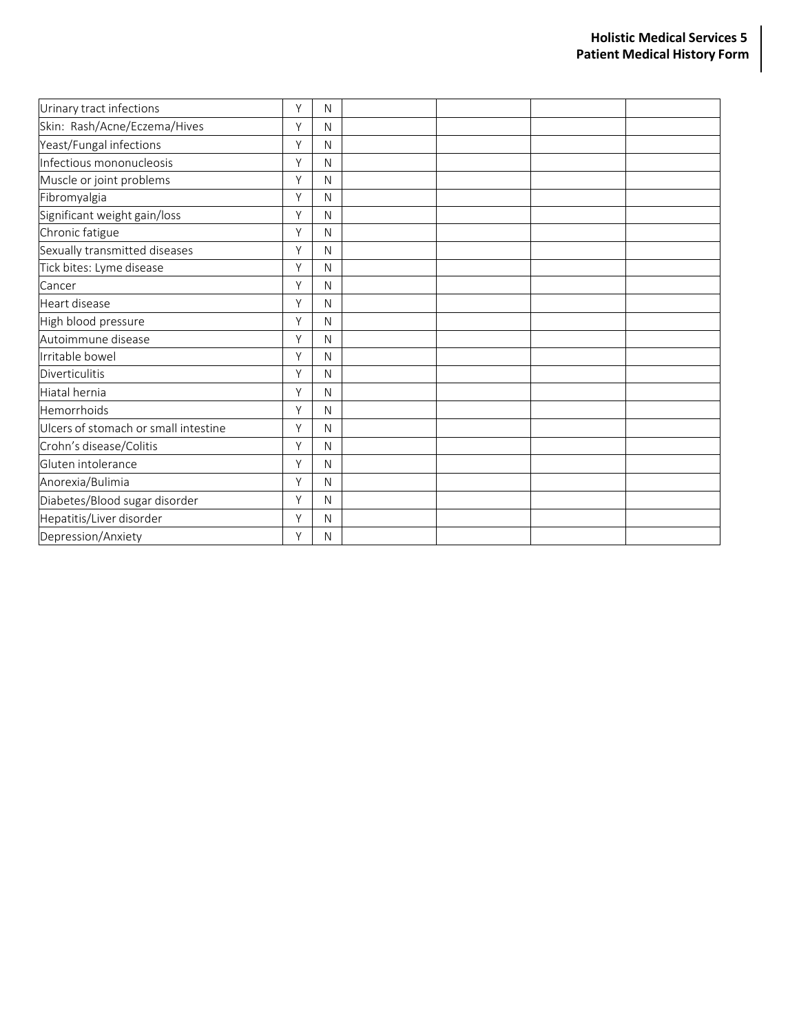| Urinary tract infections | Y | N | | | | |
|---|---|---|---|---|---|---|
| Skin: Rash/Acne/Eczema/Hives | Y | N | | | | |
| Yeast/Fungal infections | Y | N | | | | |
| Infectious mononucleosis | Y | N | | | | |
| Muscle or joint problems | Y | N | | | | |
| Fibromyalgia | Y | N | | | | |
| Significant weight gain/loss | Y | N | | | | |
| Chronic fatigue | Y | N | | | | |
| Sexually transmitted diseases | Y | N | | | | |
| Tick bites: Lyme disease | Y | N | | | | |
| Cancer | Y | N | | | | |
| Heart disease | Y | N | | | | |
| High blood pressure | Y | N | | | | |
| Autoimmune disease | Y | N | | | | |
| Irritable bowel | Y | N | | | | |
| Diverticulitis | Y | N | | | | |
| Hiatal hernia | Y | N | | | | |
| Hemorrhoids | Y | N | | | | |
| Ulcers of stomach or small intestine | Y | N | | | | |
| Crohn's disease/Colitis | Y | N | | | | |
| Gluten intolerance | Y | N | | | | |
| Anorexia/Bulimia | Y | N | | | | |
| Diabetes/Blood sugar disorder | Y | N | | | | |
| Hepatitis/Liver disorder | Y | N | | | | |
| Depression/Anxiety | Y | N | | | | |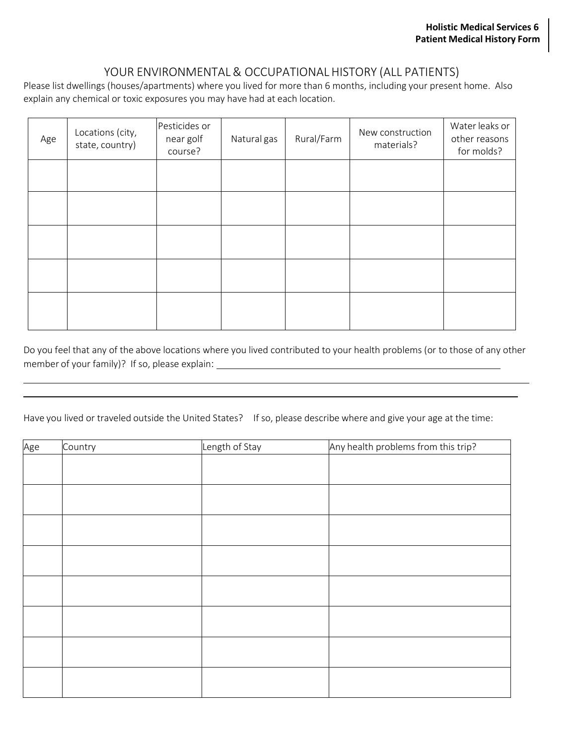## YOUR ENVIRONMENTAL & OCCUPATIONAL HISTORY (ALL PATIENTS)

Please list dwellings (houses/apartments) where you lived for more than 6 months, including your present home. Also explain any chemical or toxic exposures you may have had at each location.

| Age | Locations (city, state, country) | Pesticides or near golf course? | Natural gas | Rural/Farm | New construction materials? | Water leaks or other reasons for molds? |
|---|---|---|---|---|---|---|
| | | | | | | |
| | | | | | | |
| | | | | | | |
| | | | | | | |
| | | | | | | |

Do you feel that any of the above locations where you lived contributed to your health problems (or to those of any other member of your family)? If so, please explain: ______________________________________________

______________________________________________________________________________

______________________________________________________________________________

Have you lived or traveled outside the United States? If so, please describe where and give your age at the time:

| Age | Country | Length of Stay | Any health problems from this trip? |
|---|---|---|---|
| | | | |
| | | | |
| | | | |
| | | | |
| | | | |
| | | | |
| | | | |
| | | | |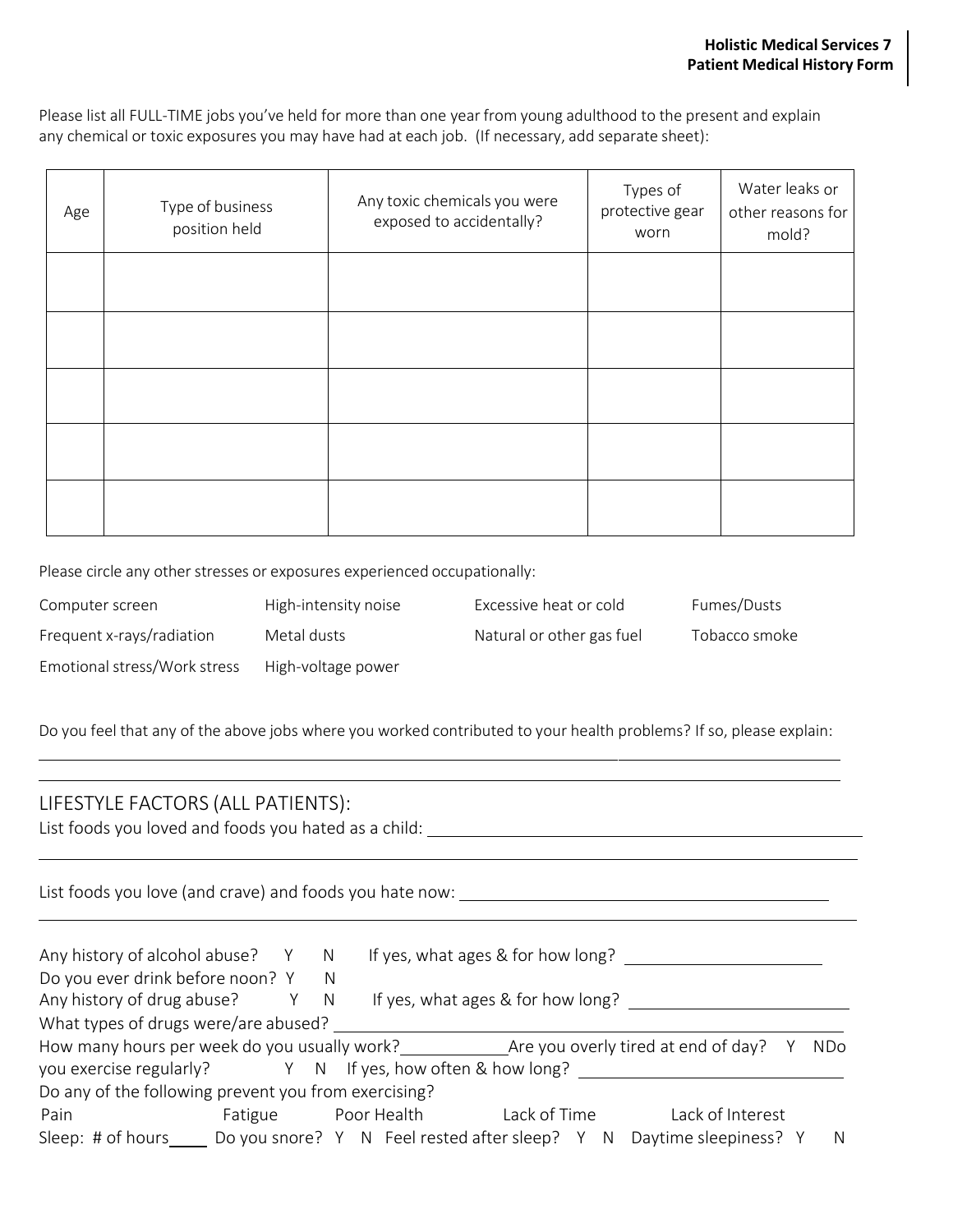Please list all FULL-TIME jobs you've held for more than one year from young adulthood to the present and explain any chemical or toxic exposures you may have had at each job. (If necessary, add separate sheet):

| Age | Type of business position held | Any toxic chemicals you were exposed to accidentally? | Types of protective gear worn | Water leaks or other reasons for mold? |
|---|---|---|---|---|
| | | | | |
| | | | | |
| | | | | |
| | | | | |
| | | | | |

Please circle any other stresses or exposures experienced occupationally:

| | | | |
|---|---|---|---|
| Computer screen | High-intensity noise | Excessive heat or cold | Fumes/Dusts |
| Frequent x-rays/radiation | Metal dusts | Natural or other gas fuel | Tobacco smoke |
| Emotional stress/Work stress | High-voltage power | | |

Do you feel that any of the above jobs where you worked contributed to your health problems? If so, please explain:
\_\_\_\_\_\_\_\_\_\_\_\_\_\_\_\_\_\_\_\_\_\_\_\_\_\_\_\_\_\_\_\_\_\_\_\_\_\_\_\_\_\_\_\_\_\_\_\_\_\_\_\_\_\_\_\_\_\_\_\_
\_\_\_\_\_\_\_\_\_\_\_\_\_\_\_\_\_\_\_\_\_\_\_\_\_\_\_\_\_\_\_\_\_\_\_\_\_\_\_\_\_\_\_\_\_\_\_\_\_\_\_\_\_\_\_\_\_\_\_\_

## LIFESTYLE FACTORS (ALL PATIENTS):

List foods you loved and foods you hated as a child: \_\_\_\_\_\_\_\_\_\_\_\_\_\_\_\_\_\_\_\_\_\_\_\_\_\_\_\_\_\_\_\_\_\_\_\_
\_\_\_\_\_\_\_\_\_\_\_\_\_\_\_\_\_\_\_\_\_\_\_\_\_\_\_\_\_\_\_\_\_\_\_\_\_\_\_\_\_\_\_\_\_\_\_\_\_\_\_\_\_\_\_\_\_\_\_\_

List foods you love (and crave) and foods you hate now: \_\_\_\_\_\_\_\_\_\_\_\_\_\_\_\_\_\_\_\_\_\_\_\_\_\_\_\_\_\_\_\_\_\_
\_\_\_\_\_\_\_\_\_\_\_\_\_\_\_\_\_\_\_\_\_\_\_\_\_\_\_\_\_\_\_\_\_\_\_\_\_\_\_\_\_\_\_\_\_\_\_\_\_\_\_\_\_\_\_\_\_\_\_\_

Any history of alcohol abuse? Y N If yes, what ages & for how long? \_\_\_\_\_\_\_\_\_\_\_\_\_\_\_\_\_\_\_\_
Do you ever drink before noon? Y N
Any history of drug abuse? Y N If yes, what ages & for how long? \_\_\_\_\_\_\_\_\_\_\_\_\_\_\_\_\_\_\_\_
What types of drugs were/are abused? \_\_\_\_\_\_\_\_\_\_\_\_\_\_\_\_\_\_\_\_\_\_\_\_\_\_\_\_\_\_\_\_\_\_\_\_\_\_\_\_
How many hours per week do you usually work?\_\_\_\_\_\_\_\_\_\_\_\_Are you overly tired at end of day? Y N
Do you exercise regularly? Y N If yes, how often & how long? \_\_\_\_\_\_\_\_\_\_\_\_\_\_\_\_\_\_\_\_\_\_\_\_
Do any of the following prevent you from exercising?
Pain Fatigue Poor Health Lack of Time Lack of Interest
Sleep: # of hours\_\_\_\_\_ Do you snore? Y N Feel rested after sleep? Y N Daytime sleepiness? Y N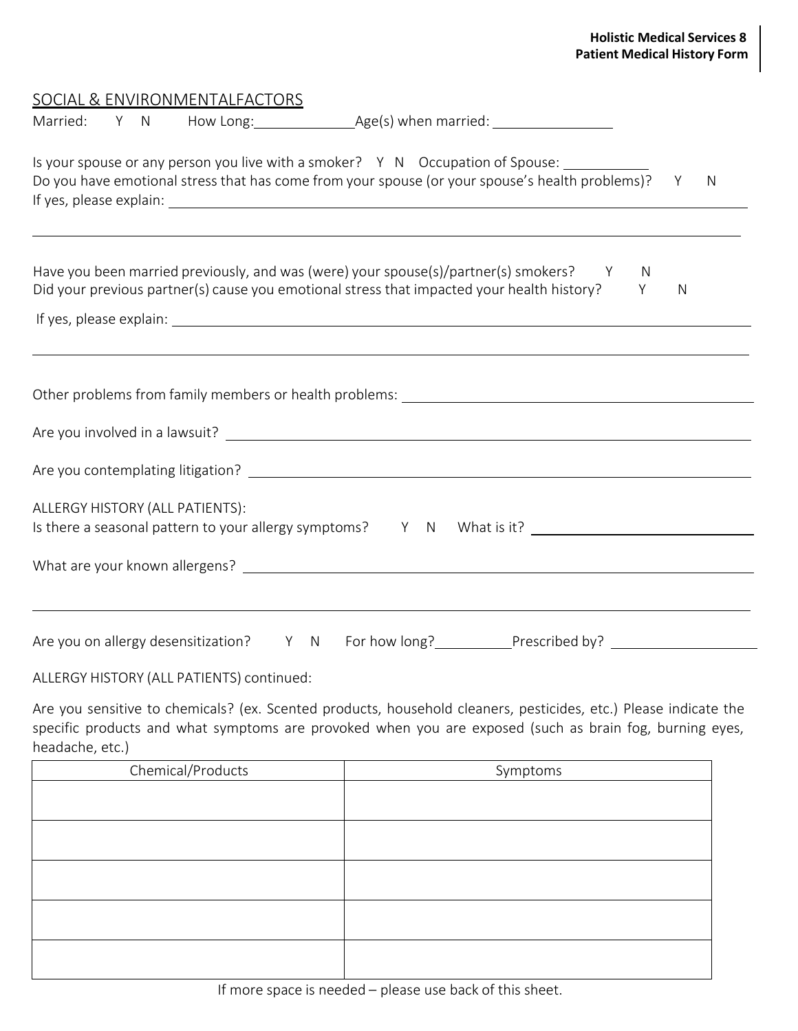## SOCIAL & ENVIRONMENTALFACTORS

Married: Y N How Long:\_\_\_\_\_\_\_\_\_\_\_\_Age(s) when married: \_\_\_\_\_\_\_\_\_\_\_\_\_\_

Is your spouse or any person you live with a smoker? Y N Occupation of Spouse: \_\_\_\_\_\_\_\_\_\_

Do you have emotional stress that has come from your spouse (or your spouse's health problems)? Y N

If yes, please explain: \_\_\_\_\_\_\_\_\_\_\_\_\_\_\_\_\_\_\_\_\_\_\_\_\_\_\_\_\_\_\_\_\_\_\_\_\_\_\_\_\_\_\_\_\_\_\_\_\_\_\_\_\_\_\_\_\_\_\_\_

\_\_\_\_\_\_\_\_\_\_\_\_\_\_\_\_\_\_\_\_\_\_\_\_\_\_\_\_\_\_\_\_\_\_\_\_\_\_\_\_\_\_\_\_\_\_\_\_\_\_\_\_\_\_\_\_\_\_\_\_\_\_\_\_\_\_\_\_\_\_\_\_\_\_\_\_\_\_

Have you been married previously, and was (were) your spouse(s)/partner(s) smokers? Y N

Did your previous partner(s) cause you emotional stress that impacted your health history? Y N

If yes, please explain: \_\_\_\_\_\_\_\_\_\_\_\_\_\_\_\_\_\_\_\_\_\_\_\_\_\_\_\_\_\_\_\_\_\_\_\_\_\_\_\_\_\_\_\_\_\_\_\_\_\_\_\_\_\_\_\_\_\_\_\_

\_\_\_\_\_\_\_\_\_\_\_\_\_\_\_\_\_\_\_\_\_\_\_\_\_\_\_\_\_\_\_\_\_\_\_\_\_\_\_\_\_\_\_\_\_\_\_\_\_\_\_\_\_\_\_\_\_\_\_\_\_\_\_\_\_\_\_\_\_\_\_\_\_\_\_\_\_\_

Other problems from family members or health problems: \_\_\_\_\_\_\_\_\_\_\_\_\_\_\_\_\_\_\_\_\_\_\_\_\_\_\_\_\_\_\_\_\_\_\_\_

Are you involved in a lawsuit? \_\_\_\_\_\_\_\_\_\_\_\_\_\_\_\_\_\_\_\_\_\_\_\_\_\_\_\_\_\_\_\_\_\_\_\_\_\_\_\_\_\_\_\_\_\_\_\_\_\_\_\_\_\_\_\_

Are you contemplating litigation? \_\_\_\_\_\_\_\_\_\_\_\_\_\_\_\_\_\_\_\_\_\_\_\_\_\_\_\_\_\_\_\_\_\_\_\_\_\_\_\_\_\_\_\_\_\_\_\_\_\_\_\_

ALLERGY HISTORY (ALL PATIENTS):

Is there a seasonal pattern to your allergy symptoms? Y N What is it? \_\_\_\_\_\_\_\_\_\_\_\_\_\_\_\_\_\_\_\_\_\_\_\_\_

What are your known allergens? \_\_\_\_\_\_\_\_\_\_\_\_\_\_\_\_\_\_\_\_\_\_\_\_\_\_\_\_\_\_\_\_\_\_\_\_\_\_\_\_\_\_\_\_\_\_\_\_\_\_\_\_\_\_\_

\_\_\_\_\_\_\_\_\_\_\_\_\_\_\_\_\_\_\_\_\_\_\_\_\_\_\_\_\_\_\_\_\_\_\_\_\_\_\_\_\_\_\_\_\_\_\_\_\_\_\_\_\_\_\_\_\_\_\_\_\_\_\_\_\_\_\_\_\_\_\_\_\_\_\_\_\_\_

Are you on allergy desensitization? Y N For how long?\_\_\_\_\_\_\_\_\_\_Prescribed by? \_\_\_\_\_\_\_\_\_\_\_\_\_\_\_\_\_

ALLERGY HISTORY (ALL PATIENTS) continued:

Are you sensitive to chemicals? (ex. Scented products, household cleaners, pesticides, etc.) Please indicate the specific products and what symptoms are provoked when you are exposed (such as brain fog, burning eyes, headache, etc.)

| Chemical/Products | Symptoms |
|---|---|
| | |
| | |
| | |
| | |
| | |

If more space is needed – please use back of this sheet.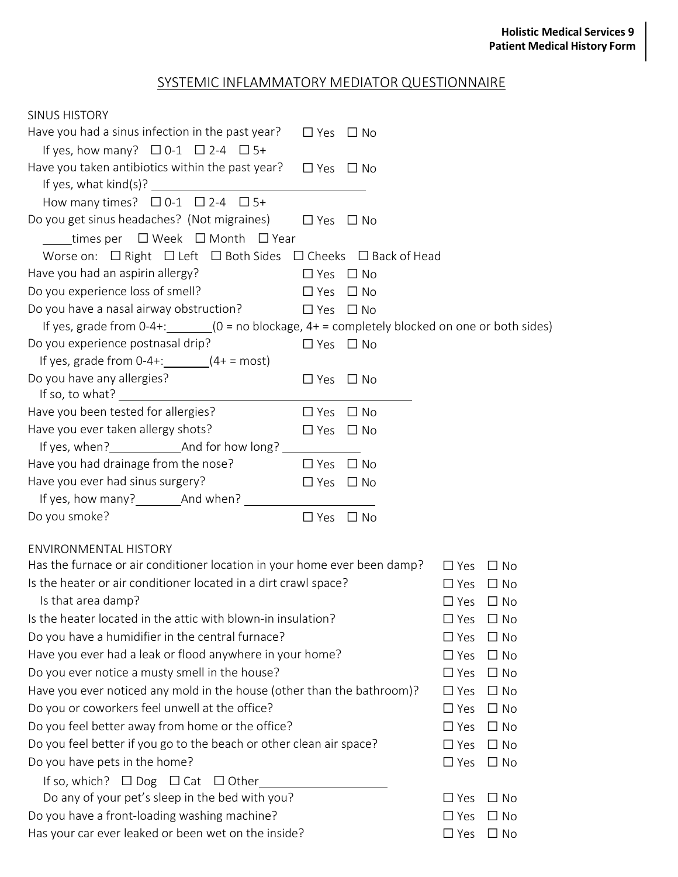# SYSTEMIC INFLAMMATORY MEDIATOR QUESTIONNAIRE

## SINUS HISTORY

Have you had a sinus infection in the past year? ☐ Yes ☐ No

If yes, how many? ☐ 0-1 ☐ 2-4 ☐ 5+

Have you taken antibiotics within the past year? ☐ Yes ☐ No

If yes, what kind(s)? ______________________________

How many times? ☐ 0-1 ☐ 2-4 ☐ 5+

Do you get sinus headaches? (Not migraines) ☐ Yes ☐ No

_____times per ☐ Week ☐ Month ☐ Year

Worse on: ☐ Right ☐ Left ☐ Both Sides ☐ Cheeks ☐ Back of Head

Have you had an aspirin allergy? ☐ Yes ☐ No

Do you experience loss of smell? ☐ Yes ☐ No

Do you have a nasal airway obstruction? ☐ Yes ☐ No

If yes, grade from 0-4+:_______(0 = no blockage, 4+ = completely blocked on one or both sides)

Do you experience postnasal drip? ☐ Yes ☐ No

If yes, grade from 0-4+:_______(4+ = most)

Do you have any allergies? ☐ Yes ☐ No

If so, to what? ______________________________

Have you been tested for allergies? ☐ Yes ☐ No

Have you ever taken allergy shots? ☐ Yes ☐ No

If yes, when?___________And for how long? ____________

Have you had drainage from the nose? ☐ Yes ☐ No

Have you ever had sinus surgery? ☐ Yes ☐ No

If yes, how many?_______And when? ____________________

Do you smoke? ☐ Yes ☐ No

## ENVIRONMENTAL HISTORY

Has the furnace or air conditioner location in your home ever been damp? ☐ Yes ☐ No

Is the heater or air conditioner located in a dirt crawl space? ☐ Yes ☐ No

Is that area damp? ☐ Yes ☐ No

Is the heater located in the attic with blown-in insulation? ☐ Yes ☐ No

Do you have a humidifier in the central furnace? ☐ Yes ☐ No

Have you ever had a leak or flood anywhere in your home? ☐ Yes ☐ No

Do you ever notice a musty smell in the house? ☐ Yes ☐ No

Have you ever noticed any mold in the house (other than the bathroom)? ☐ Yes ☐ No

Do you or coworkers feel unwell at the office? ☐ Yes ☐ No

Do you feel better away from home or the office? ☐ Yes ☐ No

Do you feel better if you go to the beach or other clean air space? ☐ Yes ☐ No

Do you have pets in the home? ☐ Yes ☐ No

If so, which? ☐ Dog ☐ Cat ☐ Other____________________

Do any of your pet's sleep in the bed with you? ☐ Yes ☐ No

Do you have a front-loading washing machine? ☐ Yes ☐ No

Has your car ever leaked or been wet on the inside? ☐ Yes ☐ No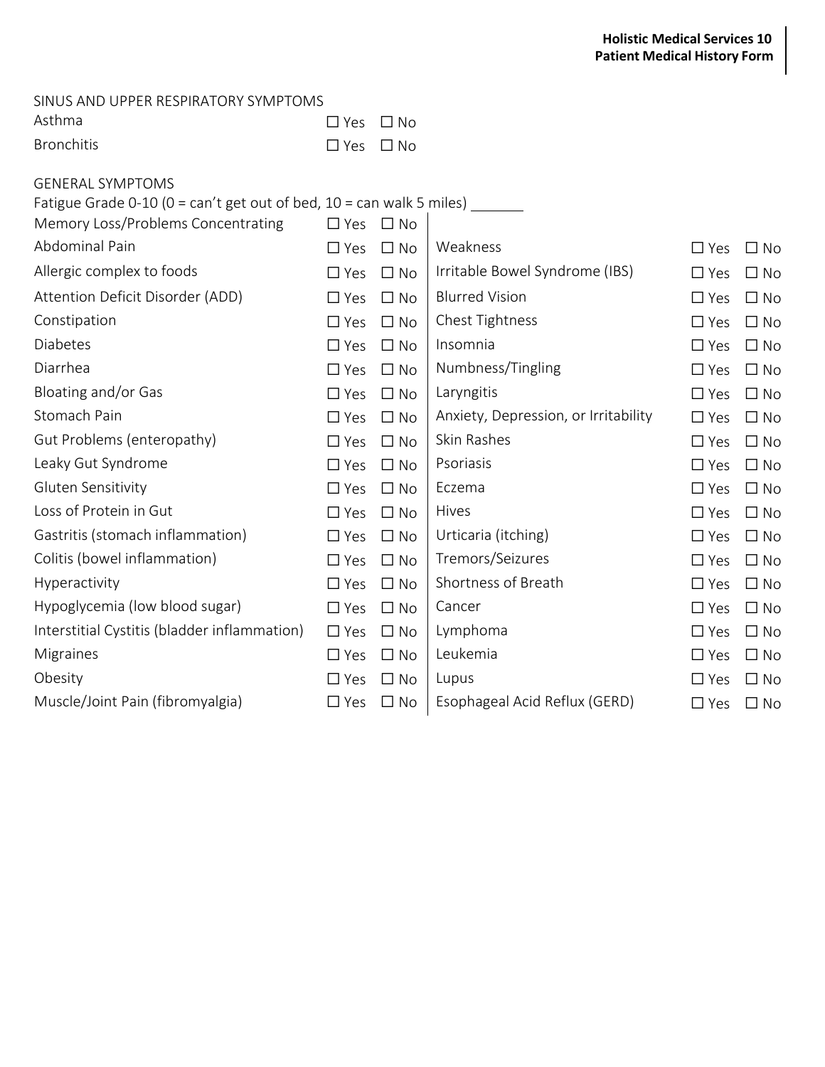SINUS AND UPPER RESPIRATORY SYMPTOMS

| | | |
|---|---|---|
| Asthma | ☐ Yes | ☐ No |
| Bronchitis | ☐ Yes | ☐ No |

GENERAL SYMPTOMS

Fatigue Grade 0-10 (0 = can't get out of bed, 10 = can walk 5 miles) _______

| | | | | | |
|---|---|---|---|---|---|
| Memory Loss/Problems Concentrating | ☐ Yes | ☐ No | | | |
| Abdominal Pain | ☐ Yes | ☐ No | Weakness | ☐ Yes | ☐ No |
| Allergic complex to foods | ☐ Yes | ☐ No | Irritable Bowel Syndrome (IBS) | ☐ Yes | ☐ No |
| Attention Deficit Disorder (ADD) | ☐ Yes | ☐ No | Blurred Vision | ☐ Yes | ☐ No |
| Constipation | ☐ Yes | ☐ No | Chest Tightness | ☐ Yes | ☐ No |
| Diabetes | ☐ Yes | ☐ No | Insomnia | ☐ Yes | ☐ No |
| Diarrhea | ☐ Yes | ☐ No | Numbness/Tingling | ☐ Yes | ☐ No |
| Bloating and/or Gas | ☐ Yes | ☐ No | Laryngitis | ☐ Yes | ☐ No |
| Stomach Pain | ☐ Yes | ☐ No | Anxiety, Depression, or Irritability | ☐ Yes | ☐ No |
| Gut Problems (enteropathy) | ☐ Yes | ☐ No | Skin Rashes | ☐ Yes | ☐ No |
| Leaky Gut Syndrome | ☐ Yes | ☐ No | Psoriasis | ☐ Yes | ☐ No |
| Gluten Sensitivity | ☐ Yes | ☐ No | Eczema | ☐ Yes | ☐ No |
| Loss of Protein in Gut | ☐ Yes | ☐ No | Hives | ☐ Yes | ☐ No |
| Gastritis (stomach inflammation) | ☐ Yes | ☐ No | Urticaria (itching) | ☐ Yes | ☐ No |
| Colitis (bowel inflammation) | ☐ Yes | ☐ No | Tremors/Seizures | ☐ Yes | ☐ No |
| Hyperactivity | ☐ Yes | ☐ No | Shortness of Breath | ☐ Yes | ☐ No |
| Hypoglycemia (low blood sugar) | ☐ Yes | ☐ No | Cancer | ☐ Yes | ☐ No |
| Interstitial Cystitis (bladder inflammation) | ☐ Yes | ☐ No | Lymphoma | ☐ Yes | ☐ No |
| Migraines | ☐ Yes | ☐ No | Leukemia | ☐ Yes | ☐ No |
| Obesity | ☐ Yes | ☐ No | Lupus | ☐ Yes | ☐ No |
| Muscle/Joint Pain (fibromyalgia) | ☐ Yes | ☐ No | Esophageal Acid Reflux (GERD) | ☐ Yes | ☐ No |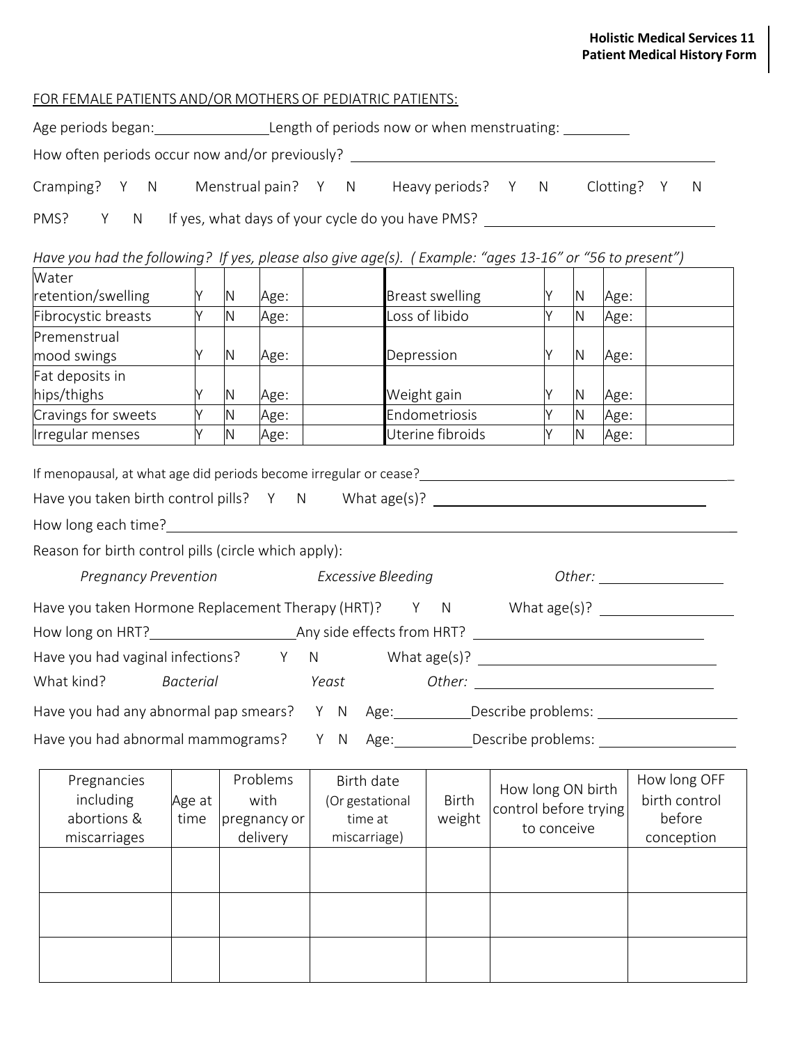FOR FEMALE PATIENTS AND/OR MOTHERS OF PEDIATRIC PATIENTS:

Age periods began:_______________ Length of periods now or when menstruating: _________

How often periods occur now and/or previously? ________________________________________________

Cramping? Y N Menstrual pain? Y N Heavy periods? Y N Clotting? Y N

PMS? Y N If yes, what days of your cycle do you have PMS? ______________________________

*Have you had the following? If yes, please also give age(s). ( Example: "ages 13-16" or "56 to present")*

| | | | | | | | | | |
|---|---|---|---|---|---|---|---|---|---|
| Water retention/swelling | Y | N | Age: | | Breast swelling | Y | N | Age: | |
| Fibrocystic breasts | Y | N | Age: | | Loss of libido | Y | N | Age: | |
| Premenstrual mood swings | Y | N | Age: | | Depression | Y | N | Age: | |
| Fat deposits in hips/thighs | Y | N | Age: | | Weight gain | Y | N | Age: | |
| Cravings for sweets | Y | N | Age: | | Endometriosis | Y | N | Age: | |
| Irregular menses | Y | N | Age: | | Uterine fibroids | Y | N | Age: | |

If menopausal, at what age did periods become irregular or cease?_____________________________________________

Have you taken birth control pills? Y N What age(s)? ______________________________________

How long each time?_____________________________________________________________________________

Reason for birth control pills (circle which apply):

*Pregnancy Prevention* *Excessive Bleeding* *Other:* _________________

Have you taken Hormone Replacement Therapy (HRT)? Y N What age(s)? __________________

How long on HRT?____________________ Any side effects from HRT? ______________________________

Have you had vaginal infections? Y N What age(s)? _________________________________

What kind? *Bacterial* *Yeast* *Other:* _________________________________

Have you had any abnormal pap smears? Y N Age:__________ Describe problems: ___________________

Have you had abnormal mammograms? Y N Age:__________ Describe problems: ___________________

| Pregnancies including abortions & miscarriages | Age at time | Problems with pregnancy or delivery | Birth date (Or gestational time at miscarriage) | Birth weight | How long ON birth control before trying to conceive | How long OFF birth control before conception |
|---|---|---|---|---|---|---|
| | | | | | | |
| | | | | | | |
| | | | | | | |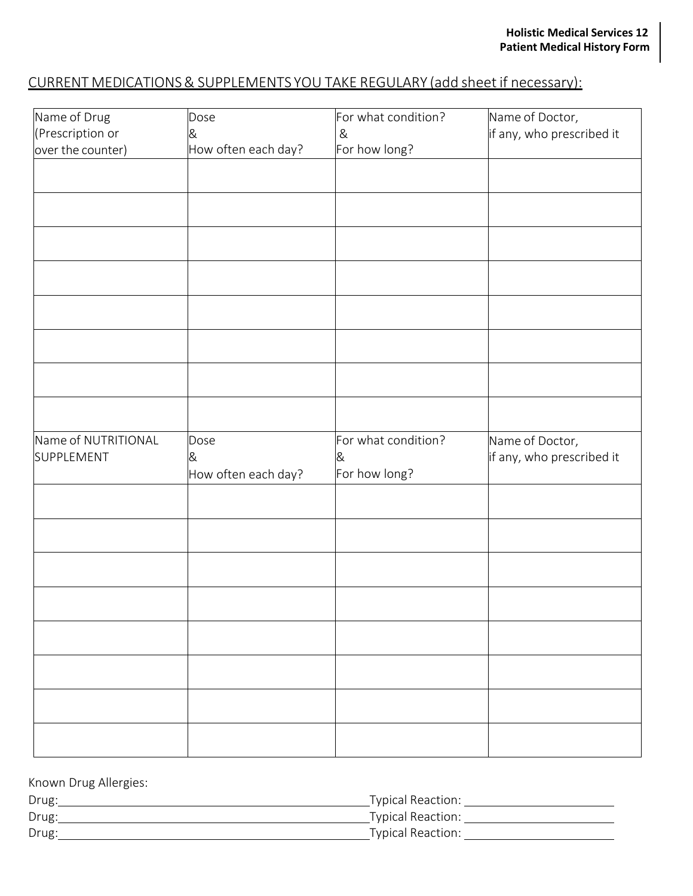## CURRENT MEDICATIONS & SUPPLEMENTS YOU TAKE REGULARY (add sheet if necessary):

| Name of Drug (Prescription or over the counter) | Dose & How often each day? | For what condition? & For how long? | Name of Doctor, if any, who prescribed it |
|---|---|---|---|
| | | | |
| | | | |
| | | | |
| | | | |
| | | | |
| | | | |
| | | | |
| | | | |
| Name of NUTRITIONAL SUPPLEMENT | Dose & How often each day? | For what condition? & For how long? | Name of Doctor, if any, who prescribed it |
| | | | |
| | | | |
| | | | |
| | | | |
| | | | |
| | | | |
| | | | |
| | | | |

Known Drug Allergies:

Drug:_______________________________________________Typical Reaction: ______________________

Drug:_______________________________________________Typical Reaction: ______________________

Drug:_______________________________________________Typical Reaction: ______________________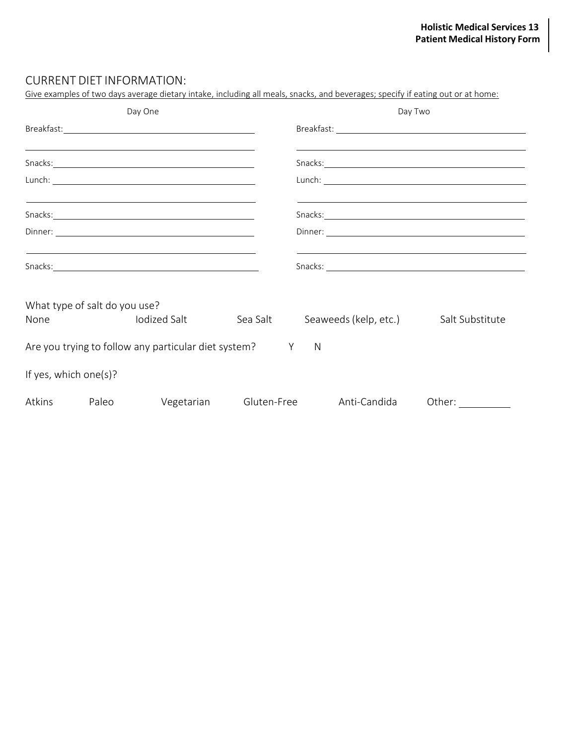## CURRENT DIET INFORMATION:

Give examples of two days average dietary intake, including all meals, snacks, and beverages; specify if eating out or at home:

| Day One | Day Two |
|---|---|
| Breakfast: ______________________ | Breakfast: ______________________ |
| ______________________ | ______________________ |
| Snacks: ______________________ | Snacks: ______________________ |
| Lunch: ______________________ | Lunch: ______________________ |
| ______________________ | ______________________ |
| Snacks: ______________________ | Snacks: ______________________ |
| Dinner: ______________________ | Dinner: ______________________ |
| ______________________ | ______________________ |
| Snacks: ______________________ | Snacks: ______________________ |

What type of salt do you use?

None  Iodized Salt  Sea Salt  Seaweeds (kelp, etc.)  Salt Substitute

Are you trying to follow any particular diet system?  Y  N

If yes, which one(s)?

Atkins  Paleo  Vegetarian  Gluten-Free  Anti-Candida  Other: __________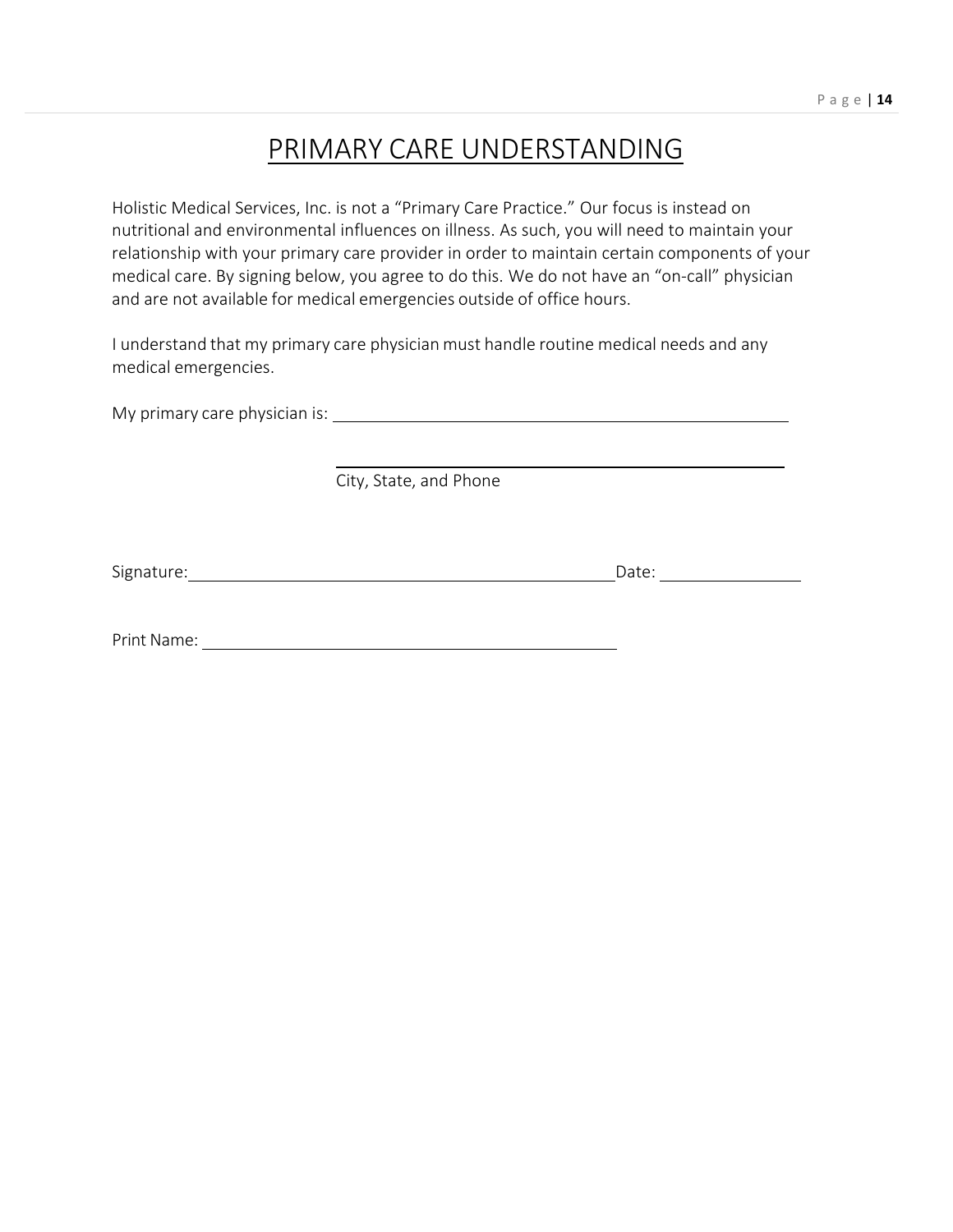# PRIMARY CARE UNDERSTANDING

Holistic Medical Services, Inc. is not a "Primary Care Practice." Our focus is instead on nutritional and environmental influences on illness. As such, you will need to maintain your relationship with your primary care provider in order to maintain certain components of your medical care. By signing below, you agree to do this. We do not have an "on-call" physician and are not available for medical emergencies outside of office hours.

I understand that my primary care physician must handle routine medical needs and any medical emergencies.

My primary care physician is: ______________________________________________

______________________________________________
City, State, and Phone

Signature: ______________________________________________ Date: ______________

Print Name: ______________________________________________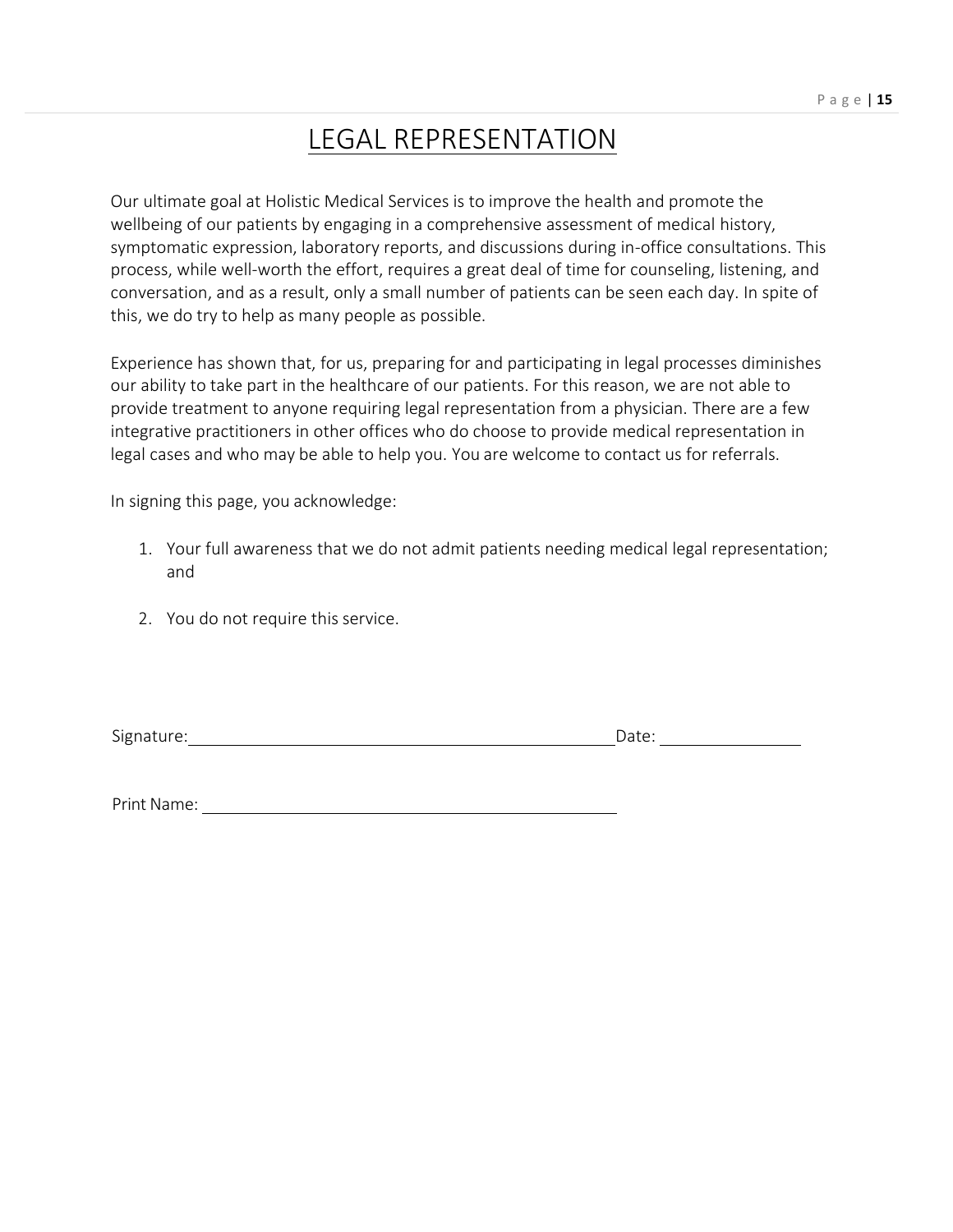# LEGAL REPRESENTATION

Our ultimate goal at Holistic Medical Services is to improve the health and promote the wellbeing of our patients by engaging in a comprehensive assessment of medical history, symptomatic expression, laboratory reports, and discussions during in-office consultations. This process, while well-worth the effort, requires a great deal of time for counseling, listening, and conversation, and as a result, only a small number of patients can be seen each day. In spite of this, we do try to help as many people as possible.

Experience has shown that, for us, preparing for and participating in legal processes diminishes our ability to take part in the healthcare of our patients. For this reason, we are not able to provide treatment to anyone requiring legal representation from a physician. There are a few integrative practitioners in other offices who do choose to provide medical representation in legal cases and who may be able to help you. You are welcome to contact us for referrals.

In signing this page, you acknowledge:

1. Your full awareness that we do not admit patients needing medical legal representation; and
2. You do not require this service.

Signature:\_\_\_\_\_\_\_\_\_\_\_\_\_\_\_\_\_\_\_\_\_\_\_\_\_\_\_\_\_\_\_\_\_\_\_\_\_\_\_\_ Date: \_\_\_\_\_\_\_\_\_\_\_\_\_\_

Print Name: \_\_\_\_\_\_\_\_\_\_\_\_\_\_\_\_\_\_\_\_\_\_\_\_\_\_\_\_\_\_\_\_\_\_\_\_\_\_\_\_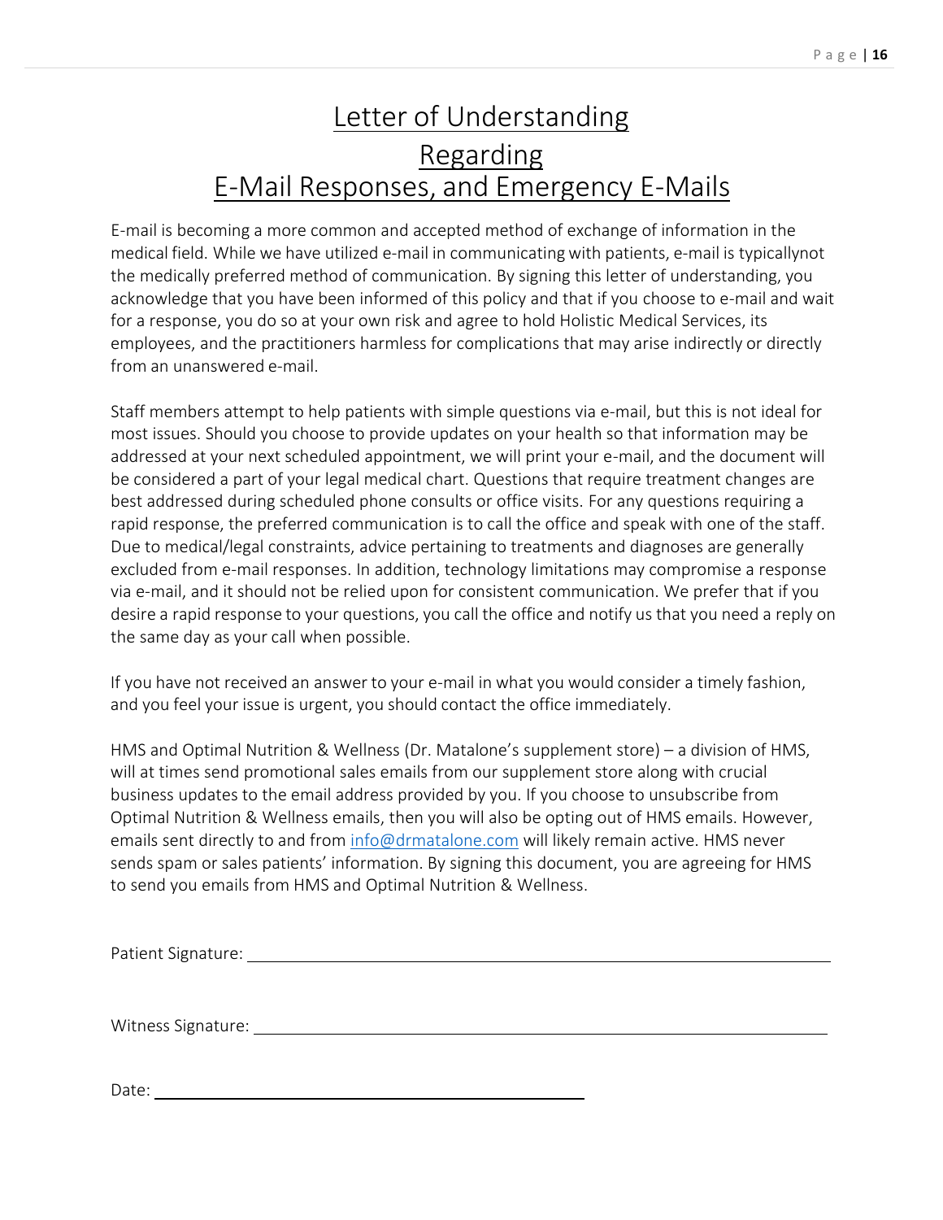# Letter of Understanding Regarding E-Mail Responses, and Emergency E-Mails

E-mail is becoming a more common and accepted method of exchange of information in the medical field. While we have utilized e-mail in communicating with patients, e-mail is typicallynot the medically preferred method of communication. By signing this letter of understanding, you acknowledge that you have been informed of this policy and that if you choose to e-mail and wait for a response, you do so at your own risk and agree to hold Holistic Medical Services, its employees, and the practitioners harmless for complications that may arise indirectly or directly from an unanswered e-mail.

Staff members attempt to help patients with simple questions via e-mail, but this is not ideal for most issues. Should you choose to provide updates on your health so that information may be addressed at your next scheduled appointment, we will print your e-mail, and the document will be considered a part of your legal medical chart. Questions that require treatment changes are best addressed during scheduled phone consults or office visits. For any questions requiring a rapid response, the preferred communication is to call the office and speak with one of the staff. Due to medical/legal constraints, advice pertaining to treatments and diagnoses are generally excluded from e-mail responses. In addition, technology limitations may compromise a response via e-mail, and it should not be relied upon for consistent communication. We prefer that if you desire a rapid response to your questions, you call the office and notify us that you need a reply on the same day as your call when possible.

If you have not received an answer to your e-mail in what you would consider a timely fashion, and you feel your issue is urgent, you should contact the office immediately.

HMS and Optimal Nutrition & Wellness (Dr. Matalone's supplement store) – a division of HMS, will at times send promotional sales emails from our supplement store along with crucial business updates to the email address provided by you. If you choose to unsubscribe from Optimal Nutrition & Wellness emails, then you will also be opting out of HMS emails. However, emails sent directly to and from info@drmatalone.com will likely remain active. HMS never sends spam or sales patients' information. By signing this document, you are agreeing for HMS to send you emails from HMS and Optimal Nutrition & Wellness.

Patient Signature: ______________________________________________

Witness Signature: ______________________________________________

Date: ______________________________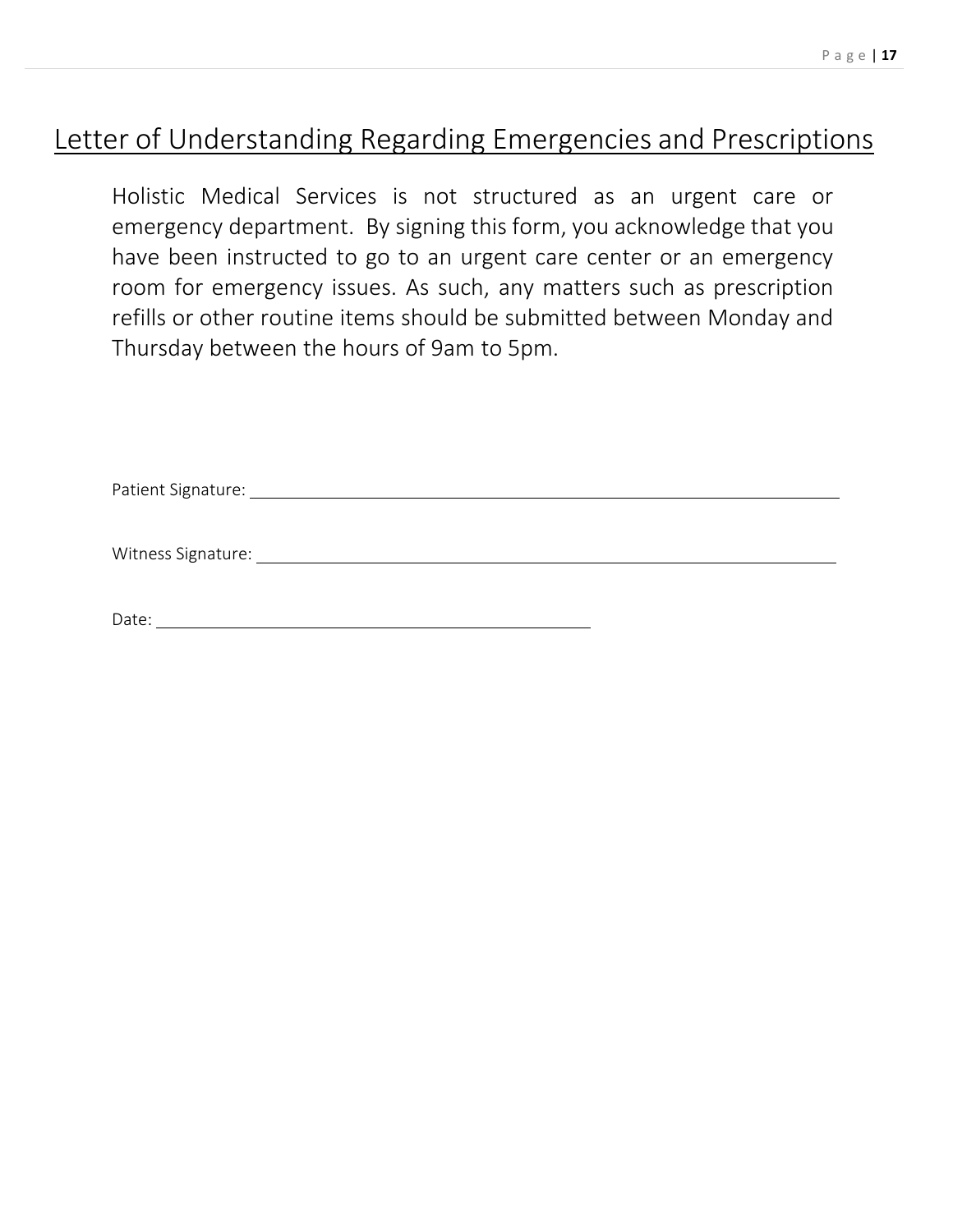# Letter of Understanding Regarding Emergencies and Prescriptions

Holistic Medical Services is not structured as an urgent care or emergency department. By signing this form, you acknowledge that you have been instructed to go to an urgent care center or an emergency room for emergency issues. As such, any matters such as prescription refills or other routine items should be submitted between Monday and Thursday between the hours of 9am to 5pm.

Patient Signature: ______________________________________________

Witness Signature: ______________________________________________

Date: ______________________________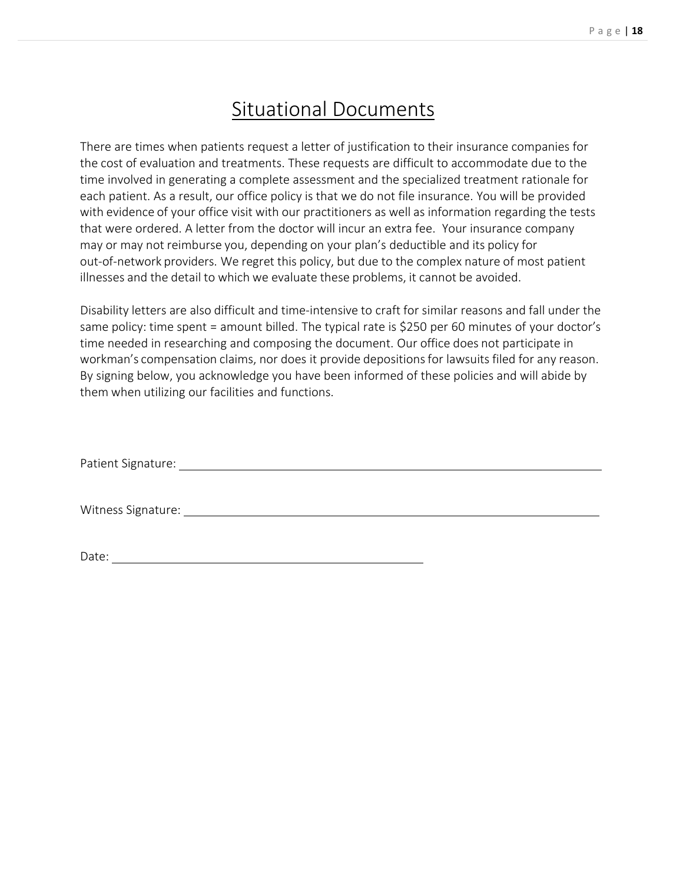# Situational Documents

There are times when patients request a letter of justification to their insurance companies for the cost of evaluation and treatments. These requests are difficult to accommodate due to the time involved in generating a complete assessment and the specialized treatment rationale for each patient. As a result, our office policy is that we do not file insurance. You will be provided with evidence of your office visit with our practitioners as well as information regarding the tests that were ordered. A letter from the doctor will incur an extra fee. Your insurance company may or may not reimburse you, depending on your plan's deductible and its policy for out-of-network providers. We regret this policy, but due to the complex nature of most patient illnesses and the detail to which we evaluate these problems, it cannot be avoided.

Disability letters are also difficult and time-intensive to craft for similar reasons and fall under the same policy: time spent = amount billed. The typical rate is $250 per 60 minutes of your doctor's time needed in researching and composing the document. Our office does not participate in workman's compensation claims, nor does it provide depositions for lawsuits filed for any reason. By signing below, you acknowledge you have been informed of these policies and will abide by them when utilizing our facilities and functions.

Patient Signature: ______________________________________________

Witness Signature: ______________________________________________

Date: ______________________________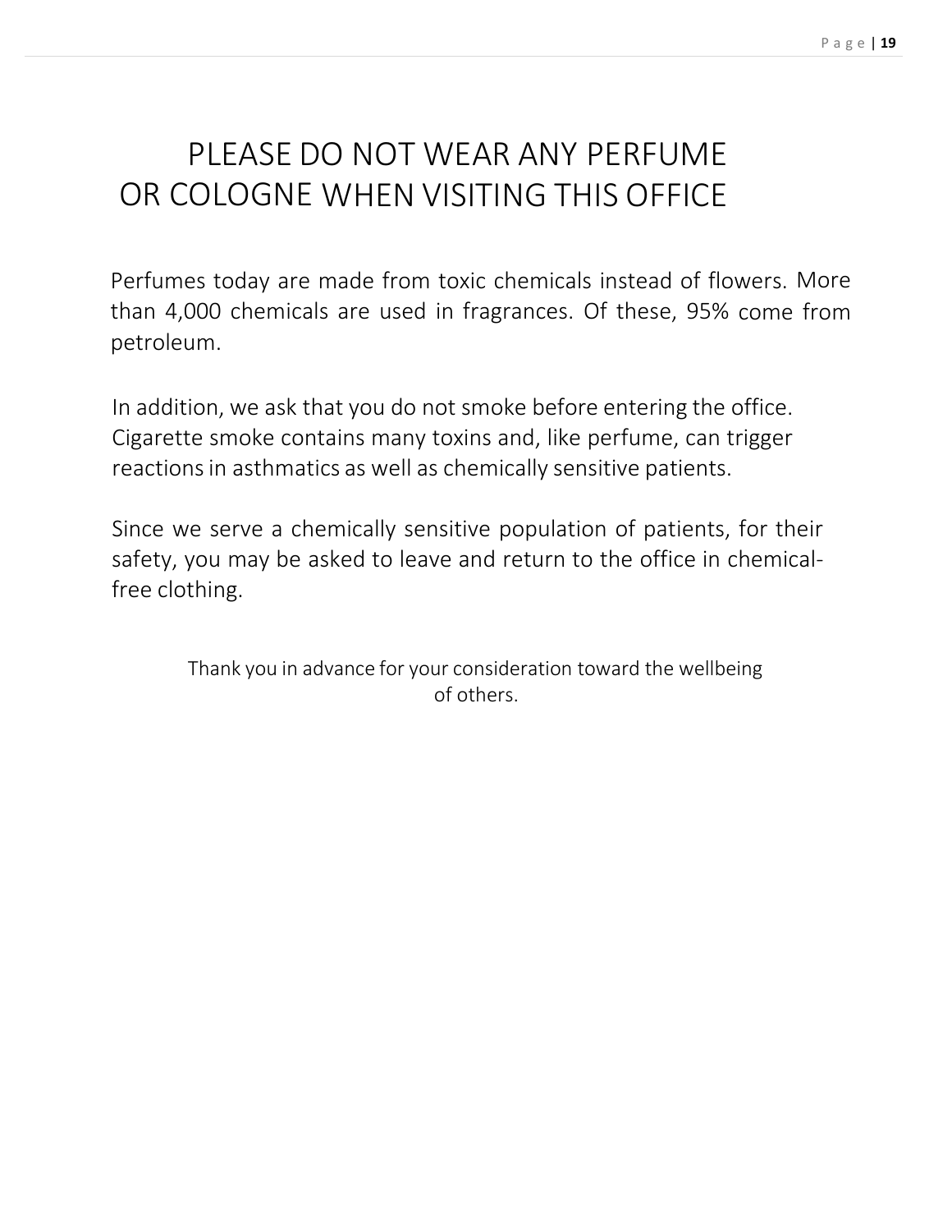# PLEASE DO NOT WEAR ANY PERFUME OR COLOGNE WHEN VISITING THIS OFFICE

Perfumes today are made from toxic chemicals instead of flowers. More than 4,000 chemicals are used in fragrances. Of these, 95% come from petroleum.

In addition, we ask that you do not smoke before entering the office. Cigarette smoke contains many toxins and, like perfume, can trigger reactions in asthmatics as well as chemically sensitive patients.

Since we serve a chemically sensitive population of patients, for their safety, you may be asked to leave and return to the office in chemical-free clothing.

Thank you in advance for your consideration toward the wellbeing of others.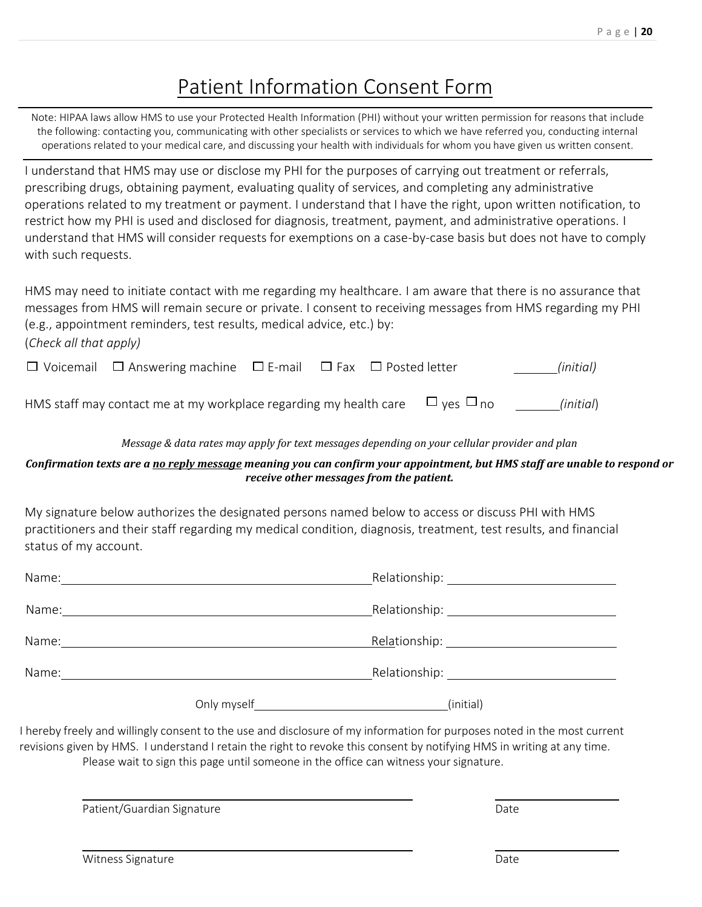# Patient Information Consent Form

Note: HIPAA laws allow HMS to use your Protected Health Information (PHI) without your written permission for reasons that include the following: contacting you, communicating with other specialists or services to which we have referred you, conducting internal operations related to your medical care, and discussing your health with individuals for whom you have given us written consent.

I understand that HMS may use or disclose my PHI for the purposes of carrying out treatment or referrals, prescribing drugs, obtaining payment, evaluating quality of services, and completing any administrative operations related to my treatment or payment. I understand that I have the right, upon written notification, to restrict how my PHI is used and disclosed for diagnosis, treatment, payment, and administrative operations. I understand that HMS will consider requests for exemptions on a case-by-case basis but does not have to comply with such requests.

HMS may need to initiate contact with me regarding my healthcare. I am aware that there is no assurance that messages from HMS will remain secure or private. I consent to receiving messages from HMS regarding my PHI (e.g., appointment reminders, test results, medical advice, etc.) by:

(*Check all that apply)*

☐ Voicemail ☐ Answering machine ☐ E-mail ☐ Fax ☐ Posted letter ______*(initial)*

HMS staff may contact me at my workplace regarding my health care ☐ yes ☐ no ______*(initial)*

*Message & data rates may apply for text messages depending on your cellular provider and plan*

***Confirmation texts are a no reply message meaning you can confirm your appointment, but HMS staff are unable to respond or receive other messages from the patient.***

My signature below authorizes the designated persons named below to access or discuss PHI with HMS practitioners and their staff regarding my medical condition, diagnosis, treatment, test results, and financial status of my account.

Name:________________________________ Relationship: ____________________

Name:________________________________ Relationship: ____________________

Name:________________________________ Relationship: ____________________

Name:________________________________ Relationship: ____________________

Only myself________________________(initial)

I hereby freely and willingly consent to the use and disclosure of my information for purposes noted in the most current revisions given by HMS. I understand I retain the right to revoke this consent by notifying HMS in writing at any time.
Please wait to sign this page until someone in the office can witness your signature.

________________________________ ____________

Patient/Guardian Signature Date

________________________________ ____________

Witness Signature Date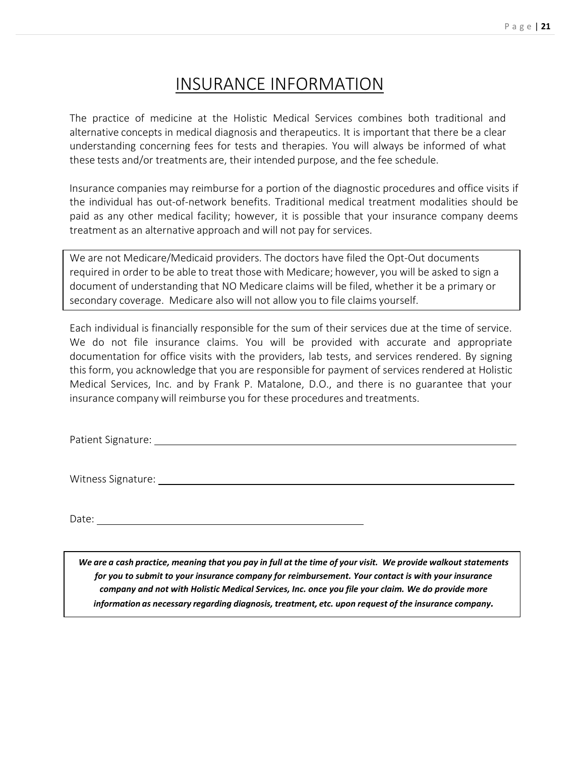# INSURANCE INFORMATION

The practice of medicine at the Holistic Medical Services combines both traditional and alternative concepts in medical diagnosis and therapeutics. It is important that there be a clear understanding concerning fees for tests and therapies. You will always be informed of what these tests and/or treatments are, their intended purpose, and the fee schedule.

Insurance companies may reimburse for a portion of the diagnostic procedures and office visits if the individual has out-of-network benefits. Traditional medical treatment modalities should be paid as any other medical facility; however, it is possible that your insurance company deems treatment as an alternative approach and will not pay for services.

We are not Medicare/Medicaid providers. The doctors have filed the Opt-Out documents required in order to be able to treat those with Medicare; however, you will be asked to sign a document of understanding that NO Medicare claims will be filed, whether it be a primary or secondary coverage. Medicare also will not allow you to file claims yourself.

Each individual is financially responsible for the sum of their services due at the time of service. We do not file insurance claims. You will be provided with accurate and appropriate documentation for office visits with the providers, lab tests, and services rendered. By signing this form, you acknowledge that you are responsible for payment of services rendered at Holistic Medical Services, Inc. and by Frank P. Matalone, D.O., and there is no guarantee that your insurance company will reimburse you for these procedures and treatments.

Patient Signature: ______________________________________________

Witness Signature: ______________________________________________

Date: ______________________________

***We are a cash practice, meaning that you pay in full at the time of your visit. We provide walkout statements for you to submit to your insurance company for reimbursement. Your contact is with your insurance company and not with Holistic Medical Services, Inc. once you file your claim. We do provide more information as necessary regarding diagnosis, treatment, etc. upon request of the insurance company.***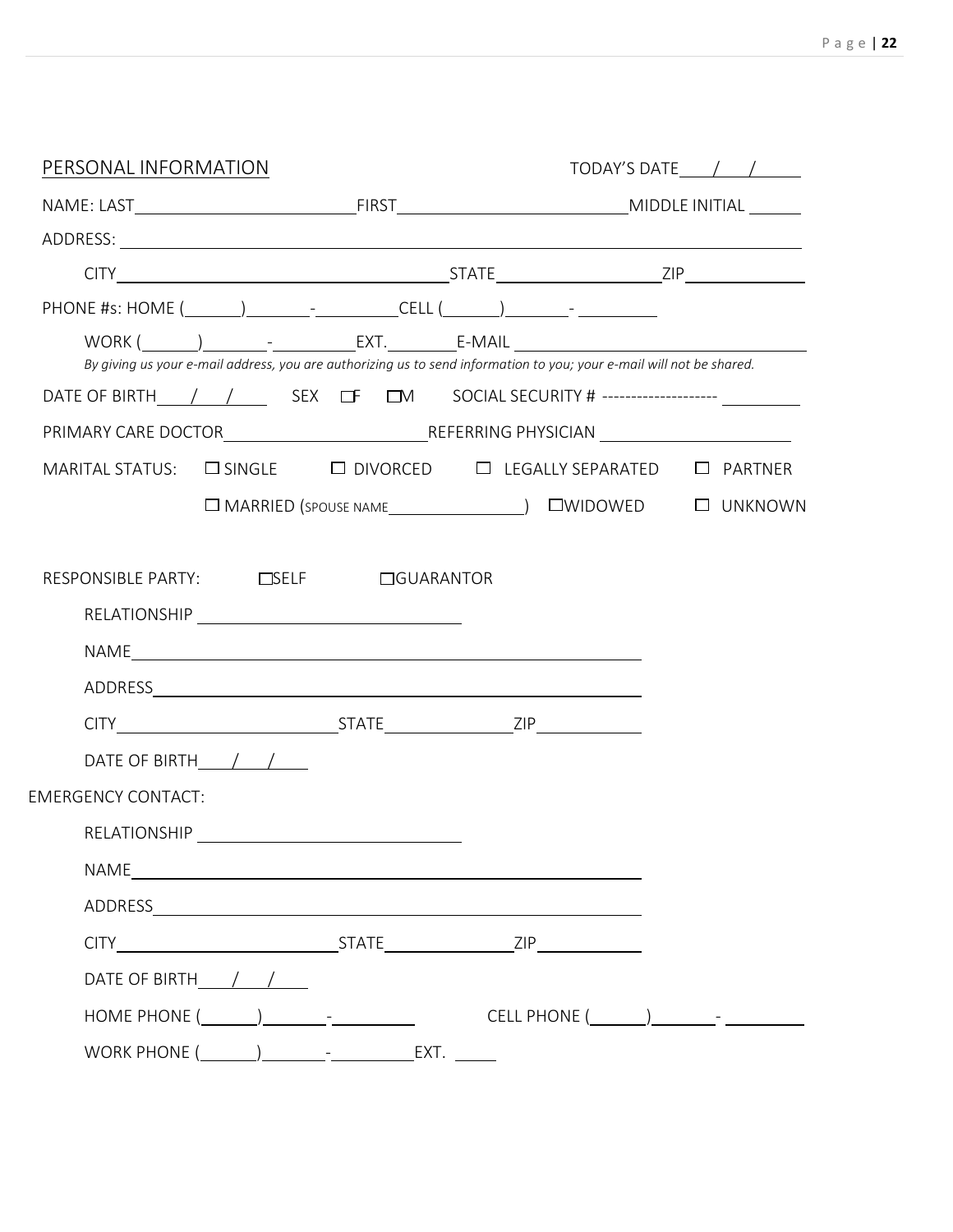## PERSONAL INFORMATION

TODAY'S DATE ____/____/______

NAME: LAST ________________________ FIRST ________________________ MIDDLE INITIAL ______

ADDRESS: ______________________________________________________________________

CITY ____________________________________ STATE ____________________ ZIP ______________

PHONE #s: HOME (______) _______-_________ CELL (______) _______- _________

WORK (______) _______-_________ EXT. ________ E-MAIL ________________________________

*By giving us your e-mail address, you are authorizing us to send information to you; your e-mail will not be shared.*

DATE OF BIRTH ____/____/______ SEX ☐F ☐M SOCIAL SECURITY # -------------------- _________

PRIMARY CARE DOCTOR ______________________ REFERRING PHYSICIAN ______________________

MARITAL STATUS: ☐ SINGLE ☐ DIVORCED ☐ LEGALLY SEPARATED ☐ PARTNER

☐ MARRIED (SPOUSE NAME ________________) ☐WIDOWED ☐ UNKNOWN

RESPONSIBLE PARTY: ☐SELF ☐GUARANTOR

RELATIONSHIP ______________________________

NAME ________________________________________________________

ADDRESS ________________________________________________________

CITY ________________________ STATE ______________ ZIP ____________

DATE OF BIRTH ____/____/____

EMERGENCY CONTACT:

RELATIONSHIP ______________________________

NAME ________________________________________________________

ADDRESS ________________________________________________________

CITY ________________________ STATE ______________ ZIP ____________

DATE OF BIRTH ____/____/____

HOME PHONE (______) _______-_________ CELL PHONE (______) _______- _________

WORK PHONE (______) _______-_________ EXT. _____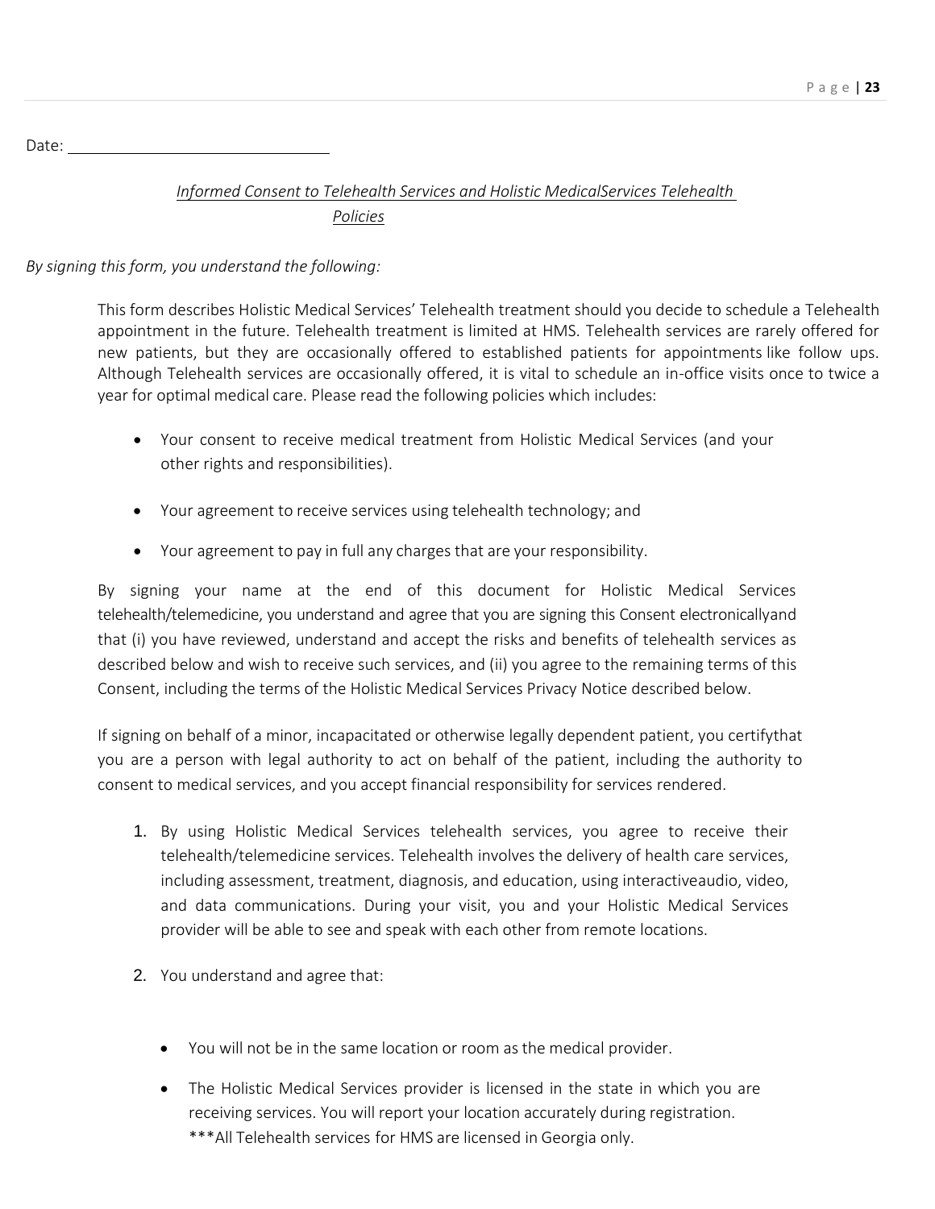Date: ______________________________

*Informed Consent to Telehealth Services and Holistic MedicalServices Telehealth Policies*

*By signing this form, you understand the following:*

This form describes Holistic Medical Services' Telehealth treatment should you decide to schedule a Telehealth appointment in the future. Telehealth treatment is limited at HMS. Telehealth services are rarely offered for new patients, but they are occasionally offered to established patients for appointments like follow ups. Although Telehealth services are occasionally offered, it is vital to schedule an in-office visits once to twice a year for optimal medical care. Please read the following policies which includes:

- Your consent to receive medical treatment from Holistic Medical Services (and your other rights and responsibilities).
- Your agreement to receive services using telehealth technology; and
- Your agreement to pay in full any charges that are your responsibility.

By signing your name at the end of this document for Holistic Medical Services telehealth/telemedicine, you understand and agree that you are signing this Consent electronicallyand that (i) you have reviewed, understand and accept the risks and benefits of telehealth services as described below and wish to receive such services, and (ii) you agree to the remaining terms of this Consent, including the terms of the Holistic Medical Services Privacy Notice described below.

If signing on behalf of a minor, incapacitated or otherwise legally dependent patient, you certifythat you are a person with legal authority to act on behalf of the patient, including the authority to consent to medical services, and you accept financial responsibility for services rendered.

1. By using Holistic Medical Services telehealth services, you agree to receive their telehealth/telemedicine services. Telehealth involves the delivery of health care services, including assessment, treatment, diagnosis, and education, using interactiveaudio, video, and data communications. During your visit, you and your Holistic Medical Services provider will be able to see and speak with each other from remote locations.
2. You understand and agree that:
   - You will not be in the same location or room as the medical provider.
   - The Holistic Medical Services provider is licensed in the state in which you are receiving services. You will report your location accurately during registration. ***All Telehealth services for HMS are licensed in Georgia only.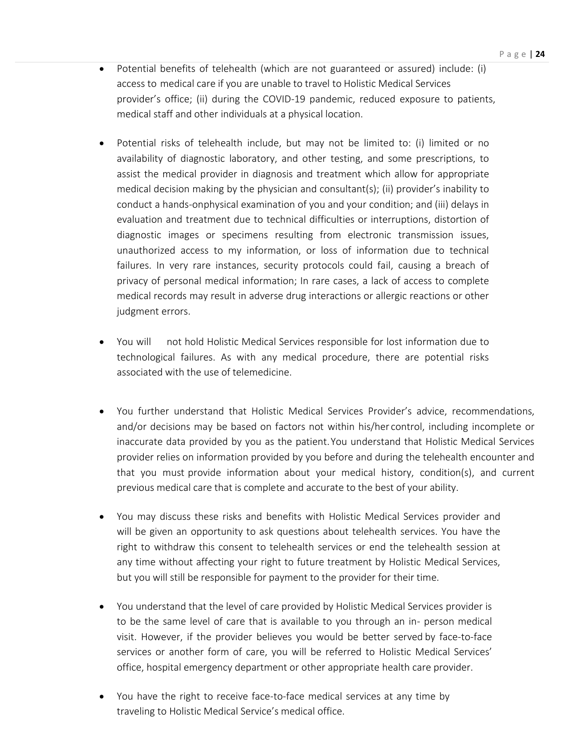- Potential benefits of telehealth (which are not guaranteed or assured) include: (i) access to medical care if you are unable to travel to Holistic Medical Services provider's office; (ii) during the COVID-19 pandemic, reduced exposure to patients, medical staff and other individuals at a physical location.

- Potential risks of telehealth include, but may not be limited to: (i) limited or no availability of diagnostic laboratory, and other testing, and some prescriptions, to assist the medical provider in diagnosis and treatment which allow for appropriate medical decision making by the physician and consultant(s); (ii) provider's inability to conduct a hands-onphysical examination of you and your condition; and (iii) delays in evaluation and treatment due to technical difficulties or interruptions, distortion of diagnostic images or specimens resulting from electronic transmission issues, unauthorized access to my information, or loss of information due to technical failures. In very rare instances, security protocols could fail, causing a breach of privacy of personal medical information; In rare cases, a lack of access to complete medical records may result in adverse drug interactions or allergic reactions or other judgment errors.

- You will not hold Holistic Medical Services responsible for lost information due to technological failures. As with any medical procedure, there are potential risks associated with the use of telemedicine.

- You further understand that Holistic Medical Services Provider's advice, recommendations, and/or decisions may be based on factors not within his/her control, including incomplete or inaccurate data provided by you as the patient. You understand that Holistic Medical Services provider relies on information provided by you before and during the telehealth encounter and that you must provide information about your medical history, condition(s), and current previous medical care that is complete and accurate to the best of your ability.

- You may discuss these risks and benefits with Holistic Medical Services provider and will be given an opportunity to ask questions about telehealth services. You have the right to withdraw this consent to telehealth services or end the telehealth session at any time without affecting your right to future treatment by Holistic Medical Services, but you will still be responsible for payment to the provider for their time.

- You understand that the level of care provided by Holistic Medical Services provider is to be the same level of care that is available to you through an in- person medical visit. However, if the provider believes you would be better served by face-to-face services or another form of care, you will be referred to Holistic Medical Services' office, hospital emergency department or other appropriate health care provider.

- You have the right to receive face-to-face medical services at any time by traveling to Holistic Medical Service's medical office.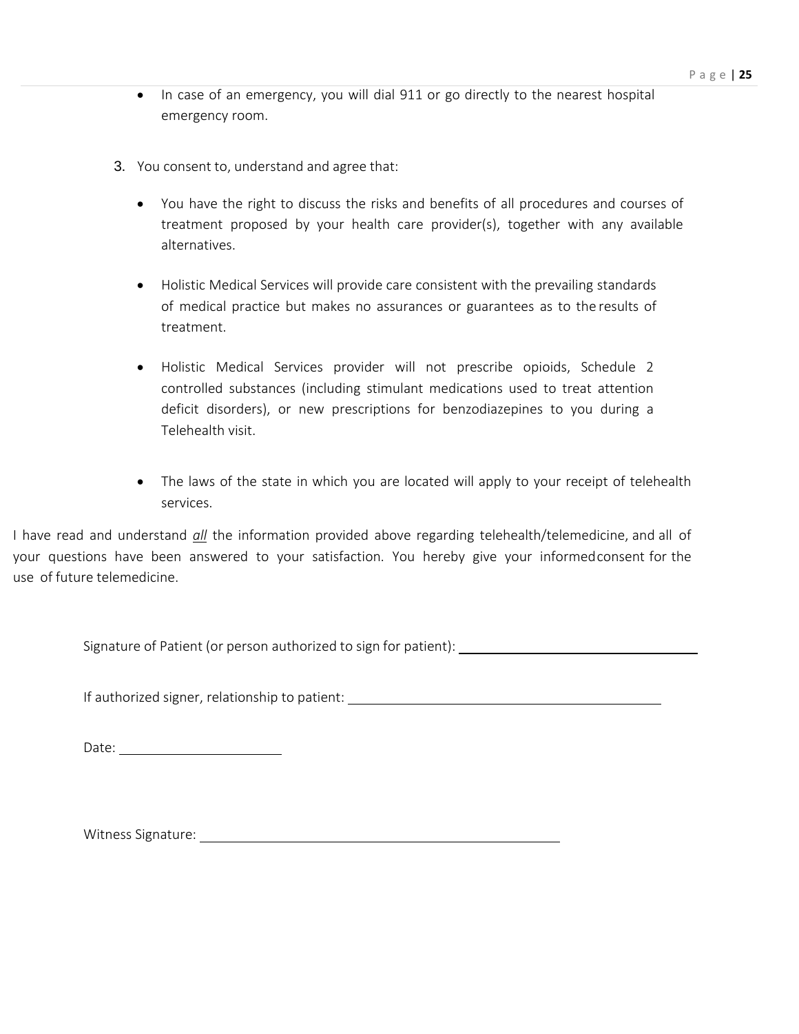- In case of an emergency, you will dial 911 or go directly to the nearest hospital emergency room.

3. You consent to, understand and agree that:

   - You have the right to discuss the risks and benefits of all procedures and courses of treatment proposed by your health care provider(s), together with any available alternatives.

   - Holistic Medical Services will provide care consistent with the prevailing standards of medical practice but makes no assurances or guarantees as to the results of treatment.

   - Holistic Medical Services provider will not prescribe opioids, Schedule 2 controlled substances (including stimulant medications used to treat attention deficit disorders), or new prescriptions for benzodiazepines to you during a Telehealth visit.

   - The laws of the state in which you are located will apply to your receipt of telehealth services.

I have read and understand *all* the information provided above regarding telehealth/telemedicine, and all of your questions have been answered to your satisfaction. You hereby give your informed consent for the use of future telemedicine.

Signature of Patient (or person authorized to sign for patient): ________________________________

If authorized signer, relationship to patient: ________________________________

Date: ____________________

Witness Signature: ________________________________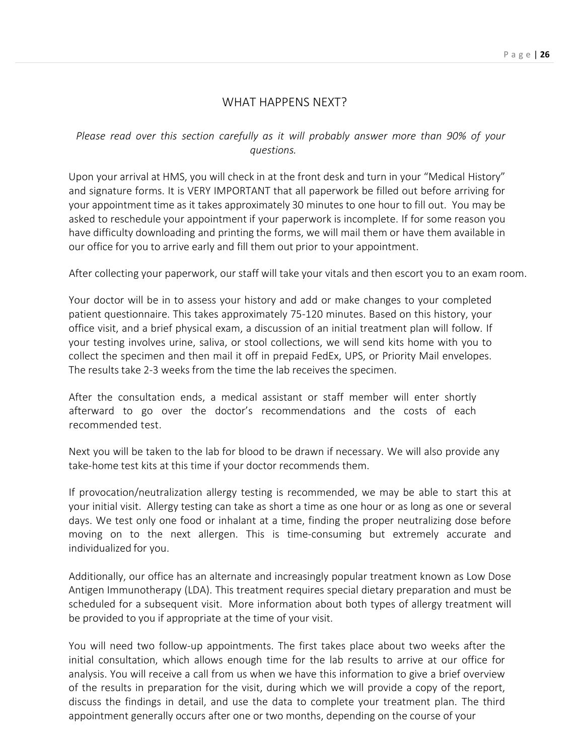## WHAT HAPPENS NEXT?

*Please read over this section carefully as it will probably answer more than 90% of your questions.*

Upon your arrival at HMS, you will check in at the front desk and turn in your "Medical History" and signature forms. It is VERY IMPORTANT that all paperwork be filled out before arriving for your appointment time as it takes approximately 30 minutes to one hour to fill out. You may be asked to reschedule your appointment if your paperwork is incomplete. If for some reason you have difficulty downloading and printing the forms, we will mail them or have them available in our office for you to arrive early and fill them out prior to your appointment.

After collecting your paperwork, our staff will take your vitals and then escort you to an exam room.

Your doctor will be in to assess your history and add or make changes to your completed patient questionnaire. This takes approximately 75-120 minutes. Based on this history, your office visit, and a brief physical exam, a discussion of an initial treatment plan will follow. If your testing involves urine, saliva, or stool collections, we will send kits home with you to collect the specimen and then mail it off in prepaid FedEx, UPS, or Priority Mail envelopes. The results take 2-3 weeks from the time the lab receives the specimen.

After the consultation ends, a medical assistant or staff member will enter shortly afterward to go over the doctor's recommendations and the costs of each recommended test.

Next you will be taken to the lab for blood to be drawn if necessary. We will also provide any take-home test kits at this time if your doctor recommends them.

If provocation/neutralization allergy testing is recommended, we may be able to start this at your initial visit. Allergy testing can take as short a time as one hour or as long as one or several days. We test only one food or inhalant at a time, finding the proper neutralizing dose before moving on to the next allergen. This is time-consuming but extremely accurate and individualized for you.

Additionally, our office has an alternate and increasingly popular treatment known as Low Dose Antigen Immunotherapy (LDA). This treatment requires special dietary preparation and must be scheduled for a subsequent visit. More information about both types of allergy treatment will be provided to you if appropriate at the time of your visit.

You will need two follow-up appointments. The first takes place about two weeks after the initial consultation, which allows enough time for the lab results to arrive at our office for analysis. You will receive a call from us when we have this information to give a brief overview of the results in preparation for the visit, during which we will provide a copy of the report, discuss the findings in detail, and use the data to complete your treatment plan. The third appointment generally occurs after one or two months, depending on the course of your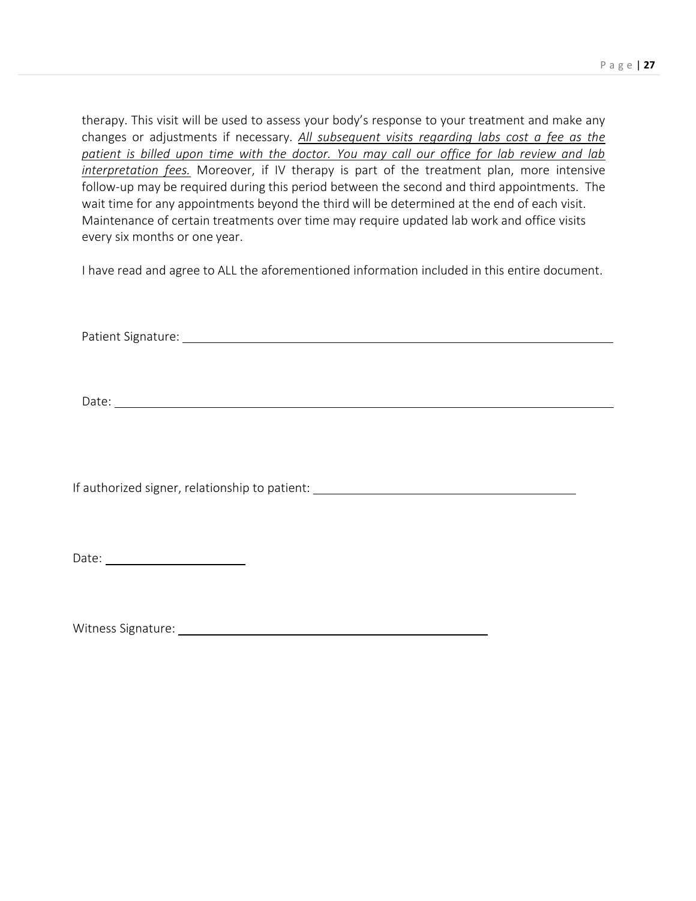therapy. This visit will be used to assess your body's response to your treatment and make any changes or adjustments if necessary. <u>*All subsequent visits regarding labs cost a fee as the patient is billed upon time with the doctor. You may call our office for lab review and lab interpretation fees.*</u> Moreover, if IV therapy is part of the treatment plan, more intensive follow-up may be required during this period between the second and third appointments. The wait time for any appointments beyond the third will be determined at the end of each visit. Maintenance of certain treatments over time may require updated lab work and office visits every six months or one year.

I have read and agree to ALL the aforementioned information included in this entire document.

Patient Signature: ______________________________________________

Date: ______________________________________________

If authorized signer, relationship to patient: ______________________________

Date: ____________________

Witness Signature: ______________________________________